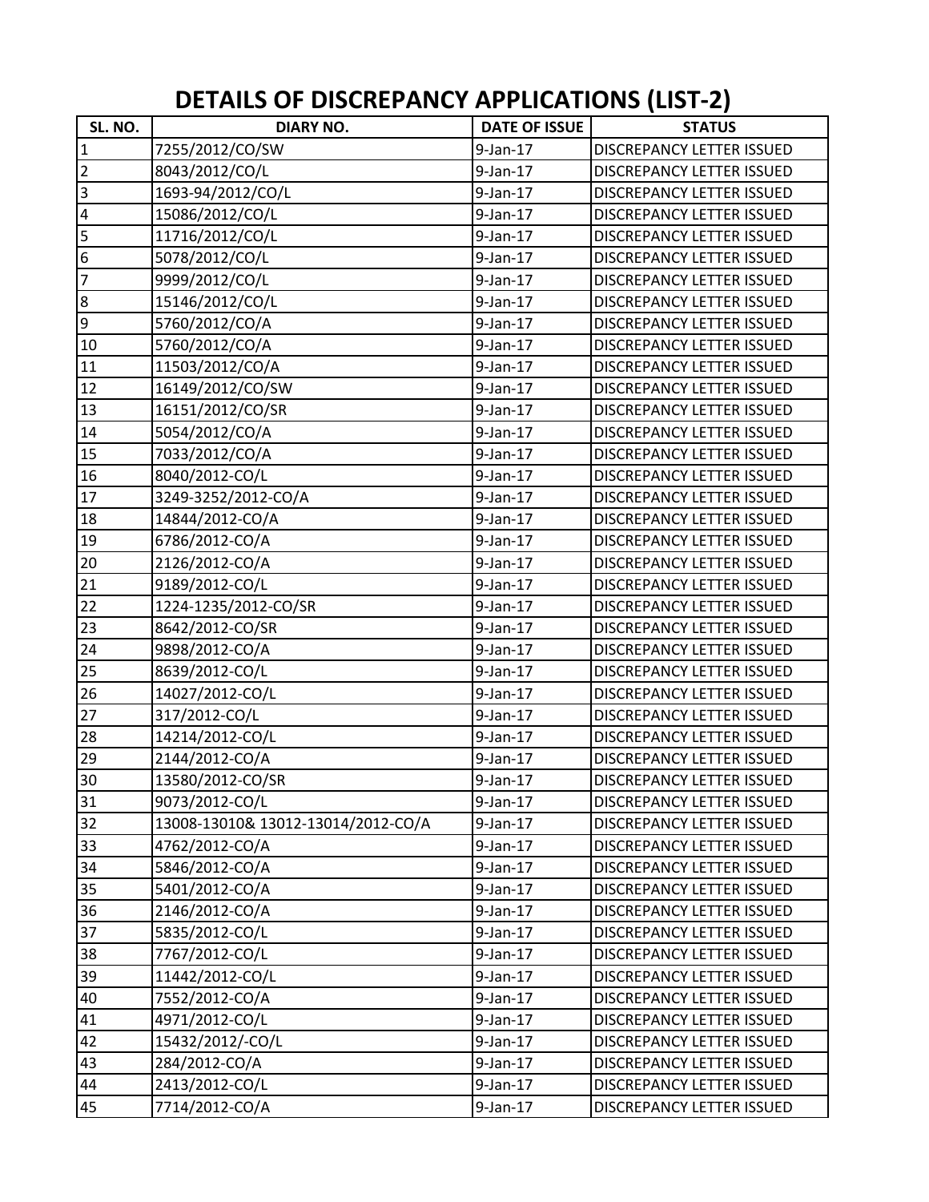# DETAILS OF DISCREPANCY APPLICATIONS (LIST-2)

| SL. NO. | DIARY NO. | DATE OF ISSUE | STATUS |
|---|---|---|---|
| 1 | 7255/2012/CO/SW | 9-Jan-17 | DISCREPANCY LETTER ISSUED |
| 2 | 8043/2012/CO/L | 9-Jan-17 | DISCREPANCY LETTER ISSUED |
| 3 | 1693-94/2012/CO/L | 9-Jan-17 | DISCREPANCY LETTER ISSUED |
| 4 | 15086/2012/CO/L | 9-Jan-17 | DISCREPANCY LETTER ISSUED |
| 5 | 11716/2012/CO/L | 9-Jan-17 | DISCREPANCY LETTER ISSUED |
| 6 | 5078/2012/CO/L | 9-Jan-17 | DISCREPANCY LETTER ISSUED |
| 7 | 9999/2012/CO/L | 9-Jan-17 | DISCREPANCY LETTER ISSUED |
| 8 | 15146/2012/CO/L | 9-Jan-17 | DISCREPANCY LETTER ISSUED |
| 9 | 5760/2012/CO/A | 9-Jan-17 | DISCREPANCY LETTER ISSUED |
| 10 | 5760/2012/CO/A | 9-Jan-17 | DISCREPANCY LETTER ISSUED |
| 11 | 11503/2012/CO/A | 9-Jan-17 | DISCREPANCY LETTER ISSUED |
| 12 | 16149/2012/CO/SW | 9-Jan-17 | DISCREPANCY LETTER ISSUED |
| 13 | 16151/2012/CO/SR | 9-Jan-17 | DISCREPANCY LETTER ISSUED |
| 14 | 5054/2012/CO/A | 9-Jan-17 | DISCREPANCY LETTER ISSUED |
| 15 | 7033/2012/CO/A | 9-Jan-17 | DISCREPANCY LETTER ISSUED |
| 16 | 8040/2012-CO/L | 9-Jan-17 | DISCREPANCY LETTER ISSUED |
| 17 | 3249-3252/2012-CO/A | 9-Jan-17 | DISCREPANCY LETTER ISSUED |
| 18 | 14844/2012-CO/A | 9-Jan-17 | DISCREPANCY LETTER ISSUED |
| 19 | 6786/2012-CO/A | 9-Jan-17 | DISCREPANCY LETTER ISSUED |
| 20 | 2126/2012-CO/A | 9-Jan-17 | DISCREPANCY LETTER ISSUED |
| 21 | 9189/2012-CO/L | 9-Jan-17 | DISCREPANCY LETTER ISSUED |
| 22 | 1224-1235/2012-CO/SR | 9-Jan-17 | DISCREPANCY LETTER ISSUED |
| 23 | 8642/2012-CO/SR | 9-Jan-17 | DISCREPANCY LETTER ISSUED |
| 24 | 9898/2012-CO/A | 9-Jan-17 | DISCREPANCY LETTER ISSUED |
| 25 | 8639/2012-CO/L | 9-Jan-17 | DISCREPANCY LETTER ISSUED |
| 26 | 14027/2012-CO/L | 9-Jan-17 | DISCREPANCY LETTER ISSUED |
| 27 | 317/2012-CO/L | 9-Jan-17 | DISCREPANCY LETTER ISSUED |
| 28 | 14214/2012-CO/L | 9-Jan-17 | DISCREPANCY LETTER ISSUED |
| 29 | 2144/2012-CO/A | 9-Jan-17 | DISCREPANCY LETTER ISSUED |
| 30 | 13580/2012-CO/SR | 9-Jan-17 | DISCREPANCY LETTER ISSUED |
| 31 | 9073/2012-CO/L | 9-Jan-17 | DISCREPANCY LETTER ISSUED |
| 32 | 13008-13010& 13012-13014/2012-CO/A | 9-Jan-17 | DISCREPANCY LETTER ISSUED |
| 33 | 4762/2012-CO/A | 9-Jan-17 | DISCREPANCY LETTER ISSUED |
| 34 | 5846/2012-CO/A | 9-Jan-17 | DISCREPANCY LETTER ISSUED |
| 35 | 5401/2012-CO/A | 9-Jan-17 | DISCREPANCY LETTER ISSUED |
| 36 | 2146/2012-CO/A | 9-Jan-17 | DISCREPANCY LETTER ISSUED |
| 37 | 5835/2012-CO/L | 9-Jan-17 | DISCREPANCY LETTER ISSUED |
| 38 | 7767/2012-CO/L | 9-Jan-17 | DISCREPANCY LETTER ISSUED |
| 39 | 11442/2012-CO/L | 9-Jan-17 | DISCREPANCY LETTER ISSUED |
| 40 | 7552/2012-CO/A | 9-Jan-17 | DISCREPANCY LETTER ISSUED |
| 41 | 4971/2012-CO/L | 9-Jan-17 | DISCREPANCY LETTER ISSUED |
| 42 | 15432/2012/-CO/L | 9-Jan-17 | DISCREPANCY LETTER ISSUED |
| 43 | 284/2012-CO/A | 9-Jan-17 | DISCREPANCY LETTER ISSUED |
| 44 | 2413/2012-CO/L | 9-Jan-17 | DISCREPANCY LETTER ISSUED |
| 45 | 7714/2012-CO/A | 9-Jan-17 | DISCREPANCY LETTER ISSUED |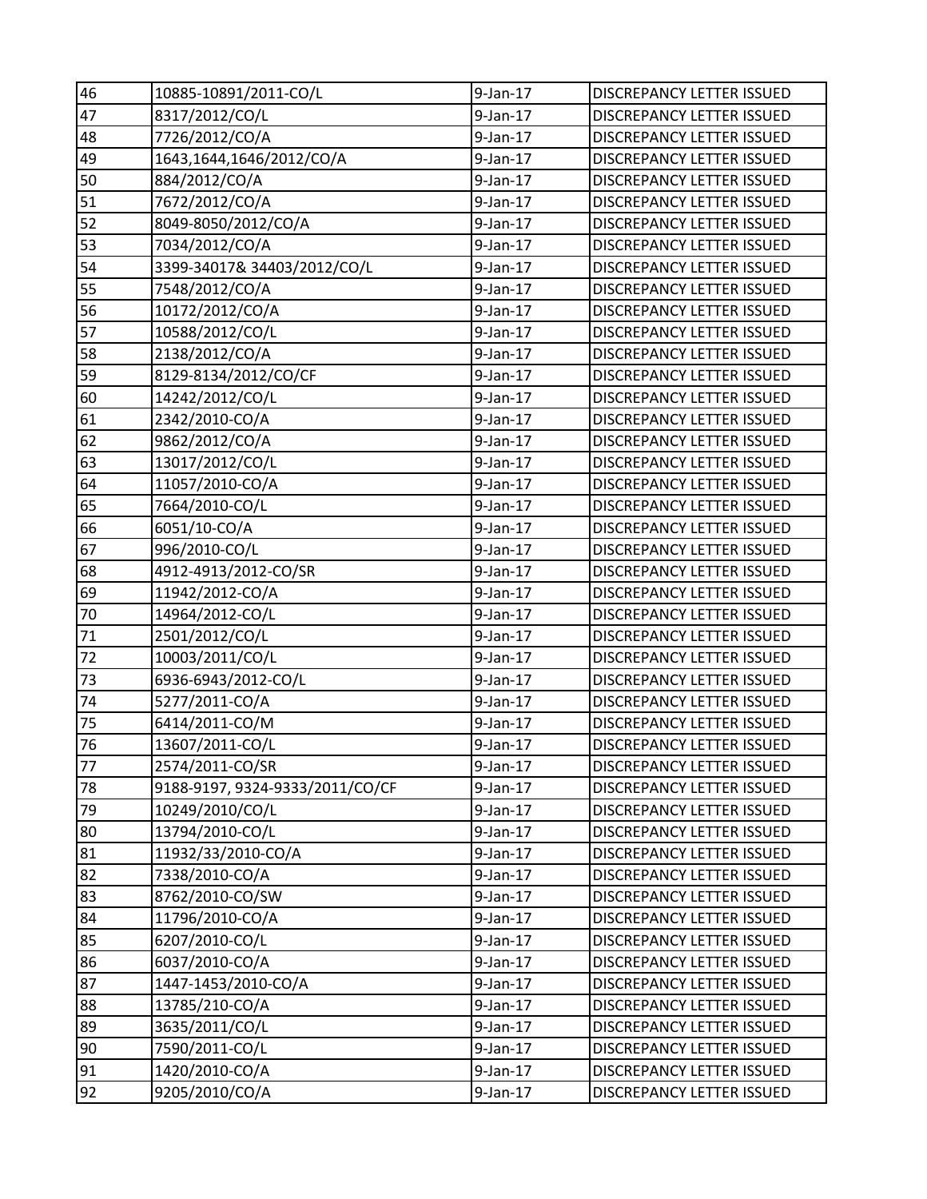| 46 | 10885-10891/2011-CO/L | 9-Jan-17 | DISCREPANCY LETTER ISSUED |
|---|---|---|---|
| 47 | 8317/2012/CO/L | 9-Jan-17 | DISCREPANCY LETTER ISSUED |
| 48 | 7726/2012/CO/A | 9-Jan-17 | DISCREPANCY LETTER ISSUED |
| 49 | 1643,1644,1646/2012/CO/A | 9-Jan-17 | DISCREPANCY LETTER ISSUED |
| 50 | 884/2012/CO/A | 9-Jan-17 | DISCREPANCY LETTER ISSUED |
| 51 | 7672/2012/CO/A | 9-Jan-17 | DISCREPANCY LETTER ISSUED |
| 52 | 8049-8050/2012/CO/A | 9-Jan-17 | DISCREPANCY LETTER ISSUED |
| 53 | 7034/2012/CO/A | 9-Jan-17 | DISCREPANCY LETTER ISSUED |
| 54 | 3399-34017& 34403/2012/CO/L | 9-Jan-17 | DISCREPANCY LETTER ISSUED |
| 55 | 7548/2012/CO/A | 9-Jan-17 | DISCREPANCY LETTER ISSUED |
| 56 | 10172/2012/CO/A | 9-Jan-17 | DISCREPANCY LETTER ISSUED |
| 57 | 10588/2012/CO/L | 9-Jan-17 | DISCREPANCY LETTER ISSUED |
| 58 | 2138/2012/CO/A | 9-Jan-17 | DISCREPANCY LETTER ISSUED |
| 59 | 8129-8134/2012/CO/CF | 9-Jan-17 | DISCREPANCY LETTER ISSUED |
| 60 | 14242/2012/CO/L | 9-Jan-17 | DISCREPANCY LETTER ISSUED |
| 61 | 2342/2010-CO/A | 9-Jan-17 | DISCREPANCY LETTER ISSUED |
| 62 | 9862/2012/CO/A | 9-Jan-17 | DISCREPANCY LETTER ISSUED |
| 63 | 13017/2012/CO/L | 9-Jan-17 | DISCREPANCY LETTER ISSUED |
| 64 | 11057/2010-CO/A | 9-Jan-17 | DISCREPANCY LETTER ISSUED |
| 65 | 7664/2010-CO/L | 9-Jan-17 | DISCREPANCY LETTER ISSUED |
| 66 | 6051/10-CO/A | 9-Jan-17 | DISCREPANCY LETTER ISSUED |
| 67 | 996/2010-CO/L | 9-Jan-17 | DISCREPANCY LETTER ISSUED |
| 68 | 4912-4913/2012-CO/SR | 9-Jan-17 | DISCREPANCY LETTER ISSUED |
| 69 | 11942/2012-CO/A | 9-Jan-17 | DISCREPANCY LETTER ISSUED |
| 70 | 14964/2012-CO/L | 9-Jan-17 | DISCREPANCY LETTER ISSUED |
| 71 | 2501/2012/CO/L | 9-Jan-17 | DISCREPANCY LETTER ISSUED |
| 72 | 10003/2011/CO/L | 9-Jan-17 | DISCREPANCY LETTER ISSUED |
| 73 | 6936-6943/2012-CO/L | 9-Jan-17 | DISCREPANCY LETTER ISSUED |
| 74 | 5277/2011-CO/A | 9-Jan-17 | DISCREPANCY LETTER ISSUED |
| 75 | 6414/2011-CO/M | 9-Jan-17 | DISCREPANCY LETTER ISSUED |
| 76 | 13607/2011-CO/L | 9-Jan-17 | DISCREPANCY LETTER ISSUED |
| 77 | 2574/2011-CO/SR | 9-Jan-17 | DISCREPANCY LETTER ISSUED |
| 78 | 9188-9197, 9324-9333/2011/CO/CF | 9-Jan-17 | DISCREPANCY LETTER ISSUED |
| 79 | 10249/2010/CO/L | 9-Jan-17 | DISCREPANCY LETTER ISSUED |
| 80 | 13794/2010-CO/L | 9-Jan-17 | DISCREPANCY LETTER ISSUED |
| 81 | 11932/33/2010-CO/A | 9-Jan-17 | DISCREPANCY LETTER ISSUED |
| 82 | 7338/2010-CO/A | 9-Jan-17 | DISCREPANCY LETTER ISSUED |
| 83 | 8762/2010-CO/SW | 9-Jan-17 | DISCREPANCY LETTER ISSUED |
| 84 | 11796/2010-CO/A | 9-Jan-17 | DISCREPANCY LETTER ISSUED |
| 85 | 6207/2010-CO/L | 9-Jan-17 | DISCREPANCY LETTER ISSUED |
| 86 | 6037/2010-CO/A | 9-Jan-17 | DISCREPANCY LETTER ISSUED |
| 87 | 1447-1453/2010-CO/A | 9-Jan-17 | DISCREPANCY LETTER ISSUED |
| 88 | 13785/210-CO/A | 9-Jan-17 | DISCREPANCY LETTER ISSUED |
| 89 | 3635/2011/CO/L | 9-Jan-17 | DISCREPANCY LETTER ISSUED |
| 90 | 7590/2011-CO/L | 9-Jan-17 | DISCREPANCY LETTER ISSUED |
| 91 | 1420/2010-CO/A | 9-Jan-17 | DISCREPANCY LETTER ISSUED |
| 92 | 9205/2010/CO/A | 9-Jan-17 | DISCREPANCY LETTER ISSUED |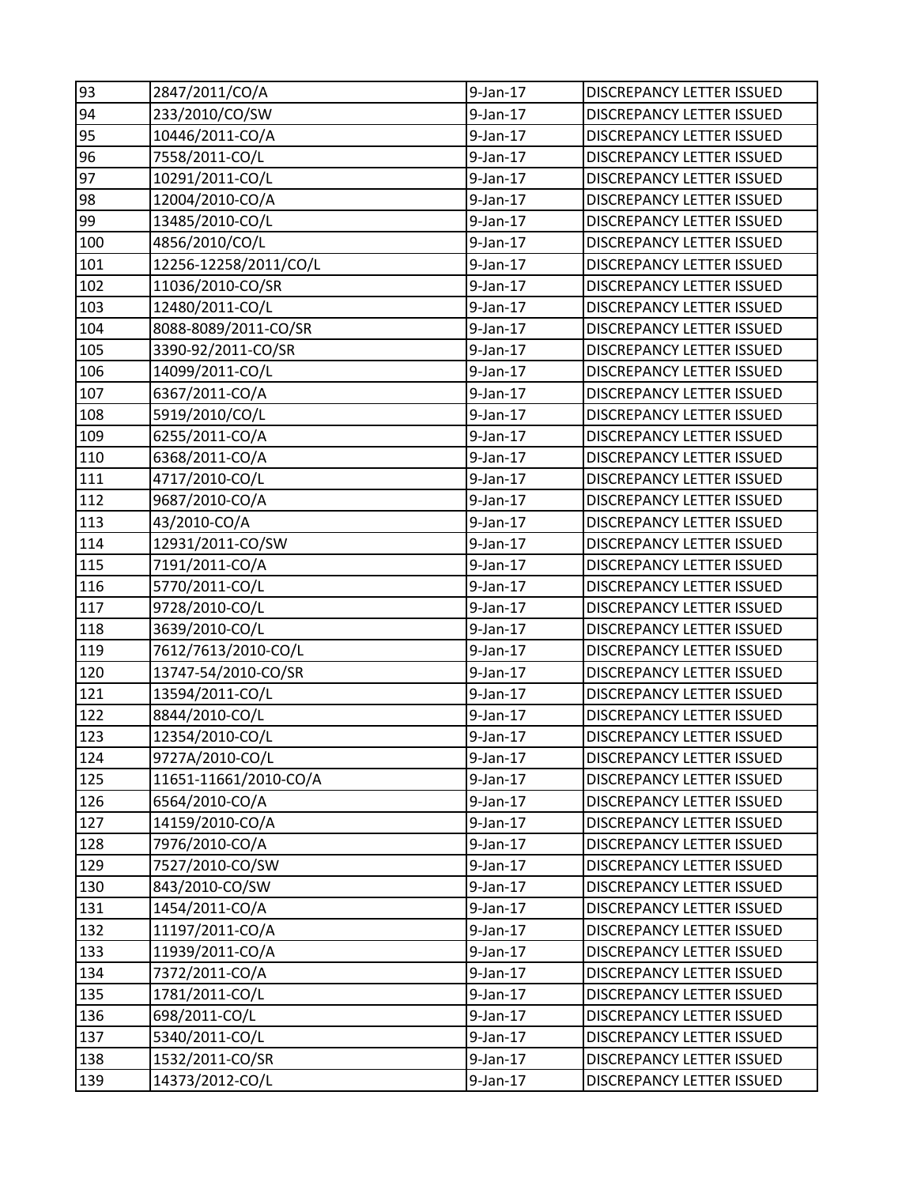| | | | |
|---|---|---|---|
| 93 | 2847/2011/CO/A | 9-Jan-17 | DISCREPANCY LETTER ISSUED |
| 94 | 233/2010/CO/SW | 9-Jan-17 | DISCREPANCY LETTER ISSUED |
| 95 | 10446/2011-CO/A | 9-Jan-17 | DISCREPANCY LETTER ISSUED |
| 96 | 7558/2011-CO/L | 9-Jan-17 | DISCREPANCY LETTER ISSUED |
| 97 | 10291/2011-CO/L | 9-Jan-17 | DISCREPANCY LETTER ISSUED |
| 98 | 12004/2010-CO/A | 9-Jan-17 | DISCREPANCY LETTER ISSUED |
| 99 | 13485/2010-CO/L | 9-Jan-17 | DISCREPANCY LETTER ISSUED |
| 100 | 4856/2010/CO/L | 9-Jan-17 | DISCREPANCY LETTER ISSUED |
| 101 | 12256-12258/2011/CO/L | 9-Jan-17 | DISCREPANCY LETTER ISSUED |
| 102 | 11036/2010-CO/SR | 9-Jan-17 | DISCREPANCY LETTER ISSUED |
| 103 | 12480/2011-CO/L | 9-Jan-17 | DISCREPANCY LETTER ISSUED |
| 104 | 8088-8089/2011-CO/SR | 9-Jan-17 | DISCREPANCY LETTER ISSUED |
| 105 | 3390-92/2011-CO/SR | 9-Jan-17 | DISCREPANCY LETTER ISSUED |
| 106 | 14099/2011-CO/L | 9-Jan-17 | DISCREPANCY LETTER ISSUED |
| 107 | 6367/2011-CO/A | 9-Jan-17 | DISCREPANCY LETTER ISSUED |
| 108 | 5919/2010/CO/L | 9-Jan-17 | DISCREPANCY LETTER ISSUED |
| 109 | 6255/2011-CO/A | 9-Jan-17 | DISCREPANCY LETTER ISSUED |
| 110 | 6368/2011-CO/A | 9-Jan-17 | DISCREPANCY LETTER ISSUED |
| 111 | 4717/2010-CO/L | 9-Jan-17 | DISCREPANCY LETTER ISSUED |
| 112 | 9687/2010-CO/A | 9-Jan-17 | DISCREPANCY LETTER ISSUED |
| 113 | 43/2010-CO/A | 9-Jan-17 | DISCREPANCY LETTER ISSUED |
| 114 | 12931/2011-CO/SW | 9-Jan-17 | DISCREPANCY LETTER ISSUED |
| 115 | 7191/2011-CO/A | 9-Jan-17 | DISCREPANCY LETTER ISSUED |
| 116 | 5770/2011-CO/L | 9-Jan-17 | DISCREPANCY LETTER ISSUED |
| 117 | 9728/2010-CO/L | 9-Jan-17 | DISCREPANCY LETTER ISSUED |
| 118 | 3639/2010-CO/L | 9-Jan-17 | DISCREPANCY LETTER ISSUED |
| 119 | 7612/7613/2010-CO/L | 9-Jan-17 | DISCREPANCY LETTER ISSUED |
| 120 | 13747-54/2010-CO/SR | 9-Jan-17 | DISCREPANCY LETTER ISSUED |
| 121 | 13594/2011-CO/L | 9-Jan-17 | DISCREPANCY LETTER ISSUED |
| 122 | 8844/2010-CO/L | 9-Jan-17 | DISCREPANCY LETTER ISSUED |
| 123 | 12354/2010-CO/L | 9-Jan-17 | DISCREPANCY LETTER ISSUED |
| 124 | 9727A/2010-CO/L | 9-Jan-17 | DISCREPANCY LETTER ISSUED |
| 125 | 11651-11661/2010-CO/A | 9-Jan-17 | DISCREPANCY LETTER ISSUED |
| 126 | 6564/2010-CO/A | 9-Jan-17 | DISCREPANCY LETTER ISSUED |
| 127 | 14159/2010-CO/A | 9-Jan-17 | DISCREPANCY LETTER ISSUED |
| 128 | 7976/2010-CO/A | 9-Jan-17 | DISCREPANCY LETTER ISSUED |
| 129 | 7527/2010-CO/SW | 9-Jan-17 | DISCREPANCY LETTER ISSUED |
| 130 | 843/2010-CO/SW | 9-Jan-17 | DISCREPANCY LETTER ISSUED |
| 131 | 1454/2011-CO/A | 9-Jan-17 | DISCREPANCY LETTER ISSUED |
| 132 | 11197/2011-CO/A | 9-Jan-17 | DISCREPANCY LETTER ISSUED |
| 133 | 11939/2011-CO/A | 9-Jan-17 | DISCREPANCY LETTER ISSUED |
| 134 | 7372/2011-CO/A | 9-Jan-17 | DISCREPANCY LETTER ISSUED |
| 135 | 1781/2011-CO/L | 9-Jan-17 | DISCREPANCY LETTER ISSUED |
| 136 | 698/2011-CO/L | 9-Jan-17 | DISCREPANCY LETTER ISSUED |
| 137 | 5340/2011-CO/L | 9-Jan-17 | DISCREPANCY LETTER ISSUED |
| 138 | 1532/2011-CO/SR | 9-Jan-17 | DISCREPANCY LETTER ISSUED |
| 139 | 14373/2012-CO/L | 9-Jan-17 | DISCREPANCY LETTER ISSUED |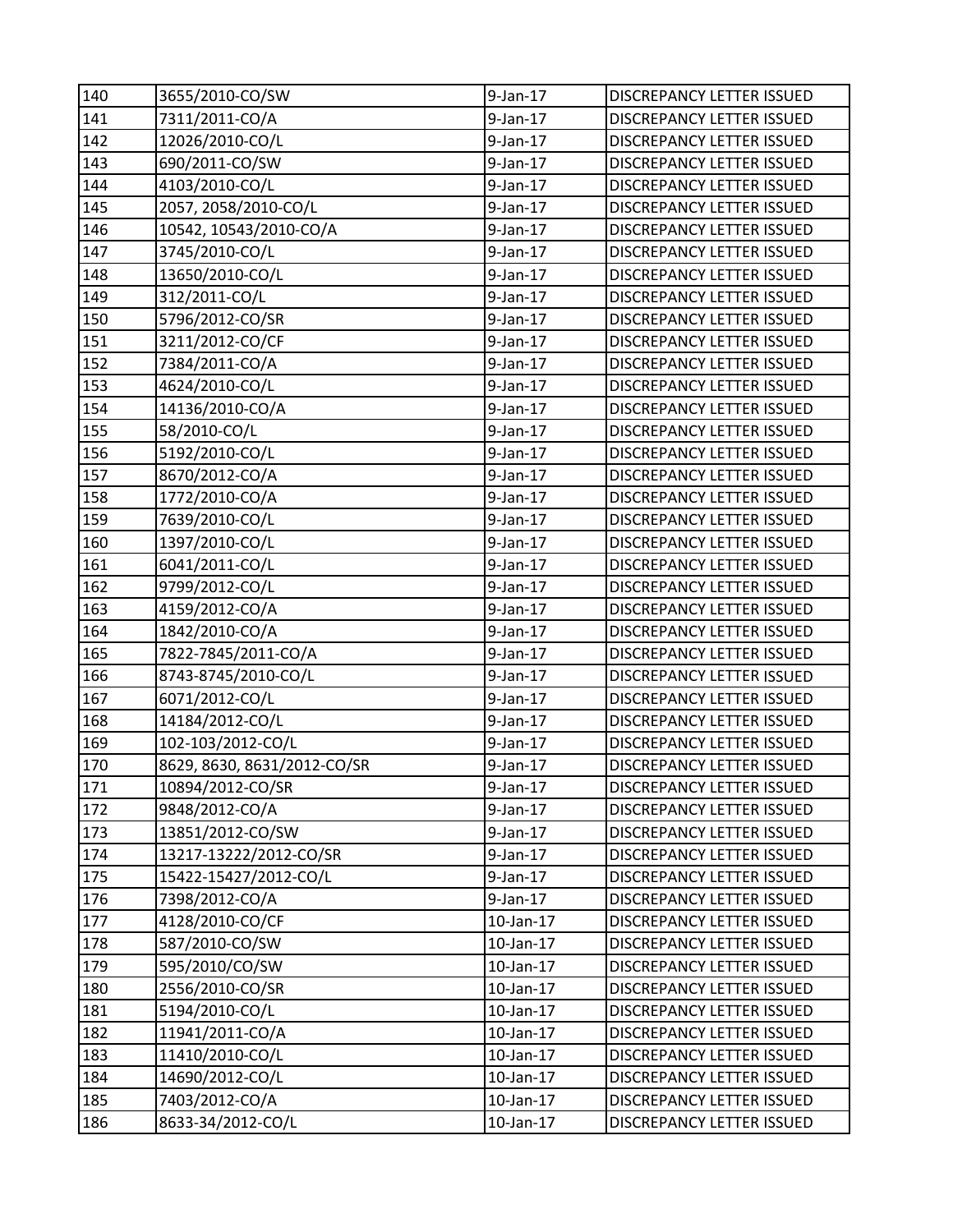| 140 | 3655/2010-CO/SW | 9-Jan-17 | DISCREPANCY LETTER ISSUED |
|---|---|---|---|
| 141 | 7311/2011-CO/A | 9-Jan-17 | DISCREPANCY LETTER ISSUED |
| 142 | 12026/2010-CO/L | 9-Jan-17 | DISCREPANCY LETTER ISSUED |
| 143 | 690/2011-CO/SW | 9-Jan-17 | DISCREPANCY LETTER ISSUED |
| 144 | 4103/2010-CO/L | 9-Jan-17 | DISCREPANCY LETTER ISSUED |
| 145 | 2057, 2058/2010-CO/L | 9-Jan-17 | DISCREPANCY LETTER ISSUED |
| 146 | 10542, 10543/2010-CO/A | 9-Jan-17 | DISCREPANCY LETTER ISSUED |
| 147 | 3745/2010-CO/L | 9-Jan-17 | DISCREPANCY LETTER ISSUED |
| 148 | 13650/2010-CO/L | 9-Jan-17 | DISCREPANCY LETTER ISSUED |
| 149 | 312/2011-CO/L | 9-Jan-17 | DISCREPANCY LETTER ISSUED |
| 150 | 5796/2012-CO/SR | 9-Jan-17 | DISCREPANCY LETTER ISSUED |
| 151 | 3211/2012-CO/CF | 9-Jan-17 | DISCREPANCY LETTER ISSUED |
| 152 | 7384/2011-CO/A | 9-Jan-17 | DISCREPANCY LETTER ISSUED |
| 153 | 4624/2010-CO/L | 9-Jan-17 | DISCREPANCY LETTER ISSUED |
| 154 | 14136/2010-CO/A | 9-Jan-17 | DISCREPANCY LETTER ISSUED |
| 155 | 58/2010-CO/L | 9-Jan-17 | DISCREPANCY LETTER ISSUED |
| 156 | 5192/2010-CO/L | 9-Jan-17 | DISCREPANCY LETTER ISSUED |
| 157 | 8670/2012-CO/A | 9-Jan-17 | DISCREPANCY LETTER ISSUED |
| 158 | 1772/2010-CO/A | 9-Jan-17 | DISCREPANCY LETTER ISSUED |
| 159 | 7639/2010-CO/L | 9-Jan-17 | DISCREPANCY LETTER ISSUED |
| 160 | 1397/2010-CO/L | 9-Jan-17 | DISCREPANCY LETTER ISSUED |
| 161 | 6041/2011-CO/L | 9-Jan-17 | DISCREPANCY LETTER ISSUED |
| 162 | 9799/2012-CO/L | 9-Jan-17 | DISCREPANCY LETTER ISSUED |
| 163 | 4159/2012-CO/A | 9-Jan-17 | DISCREPANCY LETTER ISSUED |
| 164 | 1842/2010-CO/A | 9-Jan-17 | DISCREPANCY LETTER ISSUED |
| 165 | 7822-7845/2011-CO/A | 9-Jan-17 | DISCREPANCY LETTER ISSUED |
| 166 | 8743-8745/2010-CO/L | 9-Jan-17 | DISCREPANCY LETTER ISSUED |
| 167 | 6071/2012-CO/L | 9-Jan-17 | DISCREPANCY LETTER ISSUED |
| 168 | 14184/2012-CO/L | 9-Jan-17 | DISCREPANCY LETTER ISSUED |
| 169 | 102-103/2012-CO/L | 9-Jan-17 | DISCREPANCY LETTER ISSUED |
| 170 | 8629, 8630, 8631/2012-CO/SR | 9-Jan-17 | DISCREPANCY LETTER ISSUED |
| 171 | 10894/2012-CO/SR | 9-Jan-17 | DISCREPANCY LETTER ISSUED |
| 172 | 9848/2012-CO/A | 9-Jan-17 | DISCREPANCY LETTER ISSUED |
| 173 | 13851/2012-CO/SW | 9-Jan-17 | DISCREPANCY LETTER ISSUED |
| 174 | 13217-13222/2012-CO/SR | 9-Jan-17 | DISCREPANCY LETTER ISSUED |
| 175 | 15422-15427/2012-CO/L | 9-Jan-17 | DISCREPANCY LETTER ISSUED |
| 176 | 7398/2012-CO/A | 9-Jan-17 | DISCREPANCY LETTER ISSUED |
| 177 | 4128/2010-CO/CF | 10-Jan-17 | DISCREPANCY LETTER ISSUED |
| 178 | 587/2010-CO/SW | 10-Jan-17 | DISCREPANCY LETTER ISSUED |
| 179 | 595/2010/CO/SW | 10-Jan-17 | DISCREPANCY LETTER ISSUED |
| 180 | 2556/2010-CO/SR | 10-Jan-17 | DISCREPANCY LETTER ISSUED |
| 181 | 5194/2010-CO/L | 10-Jan-17 | DISCREPANCY LETTER ISSUED |
| 182 | 11941/2011-CO/A | 10-Jan-17 | DISCREPANCY LETTER ISSUED |
| 183 | 11410/2010-CO/L | 10-Jan-17 | DISCREPANCY LETTER ISSUED |
| 184 | 14690/2012-CO/L | 10-Jan-17 | DISCREPANCY LETTER ISSUED |
| 185 | 7403/2012-CO/A | 10-Jan-17 | DISCREPANCY LETTER ISSUED |
| 186 | 8633-34/2012-CO/L | 10-Jan-17 | DISCREPANCY LETTER ISSUED |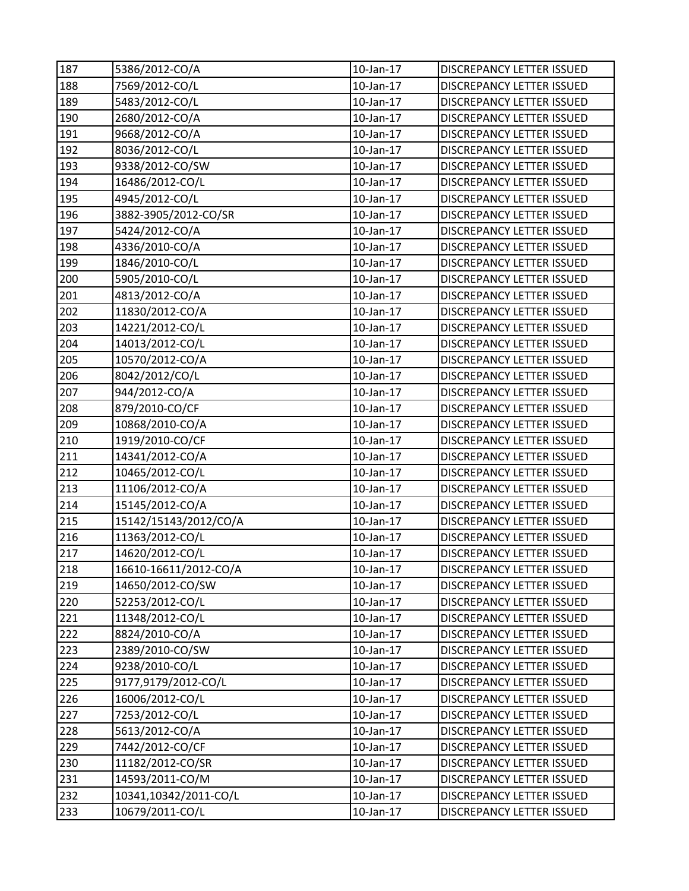| 187 | 5386/2012-CO/A | 10-Jan-17 | DISCREPANCY LETTER ISSUED |
|---|---|---|---|
| 188 | 7569/2012-CO/L | 10-Jan-17 | DISCREPANCY LETTER ISSUED |
| 189 | 5483/2012-CO/L | 10-Jan-17 | DISCREPANCY LETTER ISSUED |
| 190 | 2680/2012-CO/A | 10-Jan-17 | DISCREPANCY LETTER ISSUED |
| 191 | 9668/2012-CO/A | 10-Jan-17 | DISCREPANCY LETTER ISSUED |
| 192 | 8036/2012-CO/L | 10-Jan-17 | DISCREPANCY LETTER ISSUED |
| 193 | 9338/2012-CO/SW | 10-Jan-17 | DISCREPANCY LETTER ISSUED |
| 194 | 16486/2012-CO/L | 10-Jan-17 | DISCREPANCY LETTER ISSUED |
| 195 | 4945/2012-CO/L | 10-Jan-17 | DISCREPANCY LETTER ISSUED |
| 196 | 3882-3905/2012-CO/SR | 10-Jan-17 | DISCREPANCY LETTER ISSUED |
| 197 | 5424/2012-CO/A | 10-Jan-17 | DISCREPANCY LETTER ISSUED |
| 198 | 4336/2010-CO/A | 10-Jan-17 | DISCREPANCY LETTER ISSUED |
| 199 | 1846/2010-CO/L | 10-Jan-17 | DISCREPANCY LETTER ISSUED |
| 200 | 5905/2010-CO/L | 10-Jan-17 | DISCREPANCY LETTER ISSUED |
| 201 | 4813/2012-CO/A | 10-Jan-17 | DISCREPANCY LETTER ISSUED |
| 202 | 11830/2012-CO/A | 10-Jan-17 | DISCREPANCY LETTER ISSUED |
| 203 | 14221/2012-CO/L | 10-Jan-17 | DISCREPANCY LETTER ISSUED |
| 204 | 14013/2012-CO/L | 10-Jan-17 | DISCREPANCY LETTER ISSUED |
| 205 | 10570/2012-CO/A | 10-Jan-17 | DISCREPANCY LETTER ISSUED |
| 206 | 8042/2012/CO/L | 10-Jan-17 | DISCREPANCY LETTER ISSUED |
| 207 | 944/2012-CO/A | 10-Jan-17 | DISCREPANCY LETTER ISSUED |
| 208 | 879/2010-CO/CF | 10-Jan-17 | DISCREPANCY LETTER ISSUED |
| 209 | 10868/2010-CO/A | 10-Jan-17 | DISCREPANCY LETTER ISSUED |
| 210 | 1919/2010-CO/CF | 10-Jan-17 | DISCREPANCY LETTER ISSUED |
| 211 | 14341/2012-CO/A | 10-Jan-17 | DISCREPANCY LETTER ISSUED |
| 212 | 10465/2012-CO/L | 10-Jan-17 | DISCREPANCY LETTER ISSUED |
| 213 | 11106/2012-CO/A | 10-Jan-17 | DISCREPANCY LETTER ISSUED |
| 214 | 15145/2012-CO/A | 10-Jan-17 | DISCREPANCY LETTER ISSUED |
| 215 | 15142/15143/2012/CO/A | 10-Jan-17 | DISCREPANCY LETTER ISSUED |
| 216 | 11363/2012-CO/L | 10-Jan-17 | DISCREPANCY LETTER ISSUED |
| 217 | 14620/2012-CO/L | 10-Jan-17 | DISCREPANCY LETTER ISSUED |
| 218 | 16610-16611/2012-CO/A | 10-Jan-17 | DISCREPANCY LETTER ISSUED |
| 219 | 14650/2012-CO/SW | 10-Jan-17 | DISCREPANCY LETTER ISSUED |
| 220 | 52253/2012-CO/L | 10-Jan-17 | DISCREPANCY LETTER ISSUED |
| 221 | 11348/2012-CO/L | 10-Jan-17 | DISCREPANCY LETTER ISSUED |
| 222 | 8824/2010-CO/A | 10-Jan-17 | DISCREPANCY LETTER ISSUED |
| 223 | 2389/2010-CO/SW | 10-Jan-17 | DISCREPANCY LETTER ISSUED |
| 224 | 9238/2010-CO/L | 10-Jan-17 | DISCREPANCY LETTER ISSUED |
| 225 | 9177,9179/2012-CO/L | 10-Jan-17 | DISCREPANCY LETTER ISSUED |
| 226 | 16006/2012-CO/L | 10-Jan-17 | DISCREPANCY LETTER ISSUED |
| 227 | 7253/2012-CO/L | 10-Jan-17 | DISCREPANCY LETTER ISSUED |
| 228 | 5613/2012-CO/A | 10-Jan-17 | DISCREPANCY LETTER ISSUED |
| 229 | 7442/2012-CO/CF | 10-Jan-17 | DISCREPANCY LETTER ISSUED |
| 230 | 11182/2012-CO/SR | 10-Jan-17 | DISCREPANCY LETTER ISSUED |
| 231 | 14593/2011-CO/M | 10-Jan-17 | DISCREPANCY LETTER ISSUED |
| 232 | 10341,10342/2011-CO/L | 10-Jan-17 | DISCREPANCY LETTER ISSUED |
| 233 | 10679/2011-CO/L | 10-Jan-17 | DISCREPANCY LETTER ISSUED |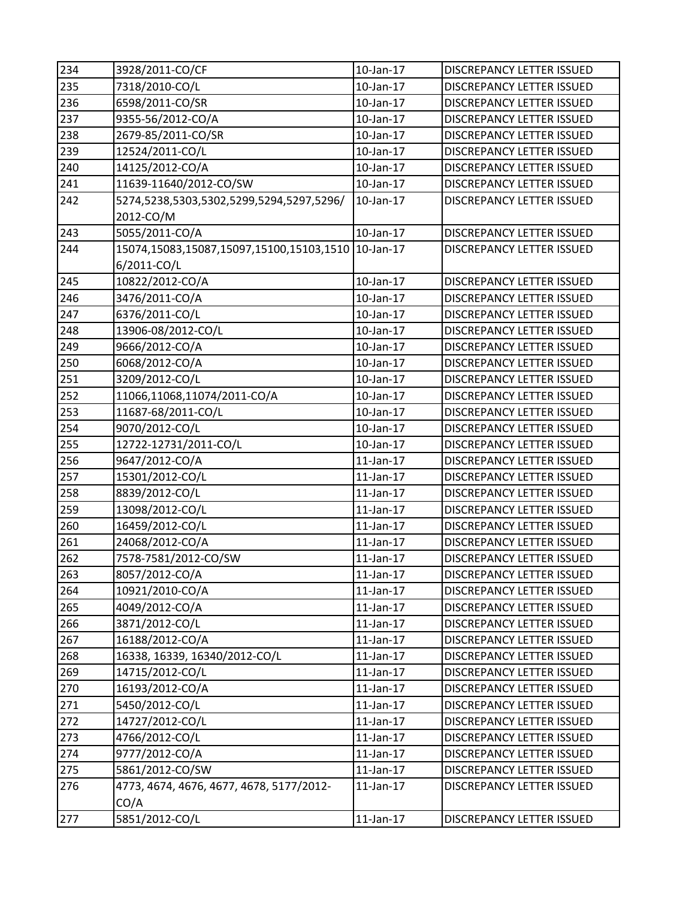| 234 | 3928/2011-CO/CF | 10-Jan-17 | DISCREPANCY LETTER ISSUED |
|---|---|---|---|
| 235 | 7318/2010-CO/L | 10-Jan-17 | DISCREPANCY LETTER ISSUED |
| 236 | 6598/2011-CO/SR | 10-Jan-17 | DISCREPANCY LETTER ISSUED |
| 237 | 9355-56/2012-CO/A | 10-Jan-17 | DISCREPANCY LETTER ISSUED |
| 238 | 2679-85/2011-CO/SR | 10-Jan-17 | DISCREPANCY LETTER ISSUED |
| 239 | 12524/2011-CO/L | 10-Jan-17 | DISCREPANCY LETTER ISSUED |
| 240 | 14125/2012-CO/A | 10-Jan-17 | DISCREPANCY LETTER ISSUED |
| 241 | 11639-11640/2012-CO/SW | 10-Jan-17 | DISCREPANCY LETTER ISSUED |
| 242 | 5274,5238,5303,5302,5299,5294,5297,5296/ 2012-CO/M | 10-Jan-17 | DISCREPANCY LETTER ISSUED |
| 243 | 5055/2011-CO/A | 10-Jan-17 | DISCREPANCY LETTER ISSUED |
| 244 | 15074,15083,15087,15097,15100,15103,1510 6/2011-CO/L | 10-Jan-17 | DISCREPANCY LETTER ISSUED |
| 245 | 10822/2012-CO/A | 10-Jan-17 | DISCREPANCY LETTER ISSUED |
| 246 | 3476/2011-CO/A | 10-Jan-17 | DISCREPANCY LETTER ISSUED |
| 247 | 6376/2011-CO/L | 10-Jan-17 | DISCREPANCY LETTER ISSUED |
| 248 | 13906-08/2012-CO/L | 10-Jan-17 | DISCREPANCY LETTER ISSUED |
| 249 | 9666/2012-CO/A | 10-Jan-17 | DISCREPANCY LETTER ISSUED |
| 250 | 6068/2012-CO/A | 10-Jan-17 | DISCREPANCY LETTER ISSUED |
| 251 | 3209/2012-CO/L | 10-Jan-17 | DISCREPANCY LETTER ISSUED |
| 252 | 11066,11068,11074/2011-CO/A | 10-Jan-17 | DISCREPANCY LETTER ISSUED |
| 253 | 11687-68/2011-CO/L | 10-Jan-17 | DISCREPANCY LETTER ISSUED |
| 254 | 9070/2012-CO/L | 10-Jan-17 | DISCREPANCY LETTER ISSUED |
| 255 | 12722-12731/2011-CO/L | 10-Jan-17 | DISCREPANCY LETTER ISSUED |
| 256 | 9647/2012-CO/A | 11-Jan-17 | DISCREPANCY LETTER ISSUED |
| 257 | 15301/2012-CO/L | 11-Jan-17 | DISCREPANCY LETTER ISSUED |
| 258 | 8839/2012-CO/L | 11-Jan-17 | DISCREPANCY LETTER ISSUED |
| 259 | 13098/2012-CO/L | 11-Jan-17 | DISCREPANCY LETTER ISSUED |
| 260 | 16459/2012-CO/L | 11-Jan-17 | DISCREPANCY LETTER ISSUED |
| 261 | 24068/2012-CO/A | 11-Jan-17 | DISCREPANCY LETTER ISSUED |
| 262 | 7578-7581/2012-CO/SW | 11-Jan-17 | DISCREPANCY LETTER ISSUED |
| 263 | 8057/2012-CO/A | 11-Jan-17 | DISCREPANCY LETTER ISSUED |
| 264 | 10921/2010-CO/A | 11-Jan-17 | DISCREPANCY LETTER ISSUED |
| 265 | 4049/2012-CO/A | 11-Jan-17 | DISCREPANCY LETTER ISSUED |
| 266 | 3871/2012-CO/L | 11-Jan-17 | DISCREPANCY LETTER ISSUED |
| 267 | 16188/2012-CO/A | 11-Jan-17 | DISCREPANCY LETTER ISSUED |
| 268 | 16338, 16339, 16340/2012-CO/L | 11-Jan-17 | DISCREPANCY LETTER ISSUED |
| 269 | 14715/2012-CO/L | 11-Jan-17 | DISCREPANCY LETTER ISSUED |
| 270 | 16193/2012-CO/A | 11-Jan-17 | DISCREPANCY LETTER ISSUED |
| 271 | 5450/2012-CO/L | 11-Jan-17 | DISCREPANCY LETTER ISSUED |
| 272 | 14727/2012-CO/L | 11-Jan-17 | DISCREPANCY LETTER ISSUED |
| 273 | 4766/2012-CO/L | 11-Jan-17 | DISCREPANCY LETTER ISSUED |
| 274 | 9777/2012-CO/A | 11-Jan-17 | DISCREPANCY LETTER ISSUED |
| 275 | 5861/2012-CO/SW | 11-Jan-17 | DISCREPANCY LETTER ISSUED |
| 276 | 4773, 4674, 4676, 4677, 4678, 5177/2012-CO/A | 11-Jan-17 | DISCREPANCY LETTER ISSUED |
| 277 | 5851/2012-CO/L | 11-Jan-17 | DISCREPANCY LETTER ISSUED |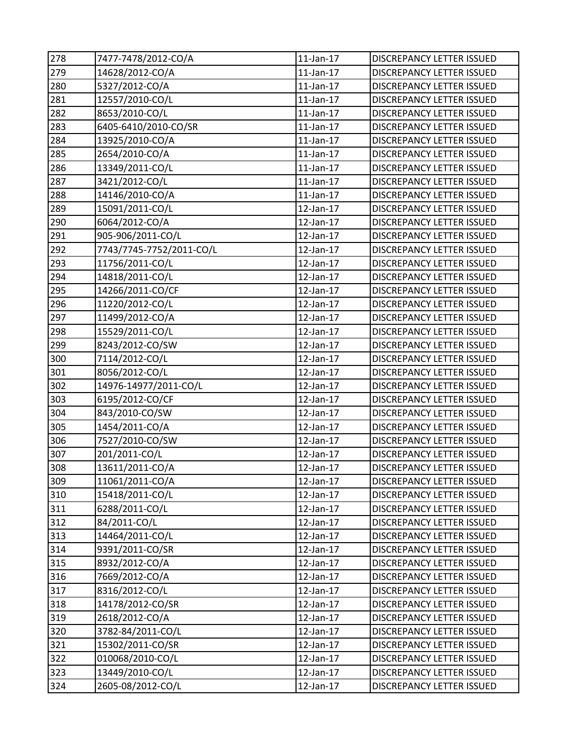| 278 | 7477-7478/2012-CO/A | 11-Jan-17 | DISCREPANCY LETTER ISSUED |
|---|---|---|---|
| 279 | 14628/2012-CO/A | 11-Jan-17 | DISCREPANCY LETTER ISSUED |
| 280 | 5327/2012-CO/A | 11-Jan-17 | DISCREPANCY LETTER ISSUED |
| 281 | 12557/2010-CO/L | 11-Jan-17 | DISCREPANCY LETTER ISSUED |
| 282 | 8653/2010-CO/L | 11-Jan-17 | DISCREPANCY LETTER ISSUED |
| 283 | 6405-6410/2010-CO/SR | 11-Jan-17 | DISCREPANCY LETTER ISSUED |
| 284 | 13925/2010-CO/A | 11-Jan-17 | DISCREPANCY LETTER ISSUED |
| 285 | 2654/2010-CO/A | 11-Jan-17 | DISCREPANCY LETTER ISSUED |
| 286 | 13349/2011-CO/L | 11-Jan-17 | DISCREPANCY LETTER ISSUED |
| 287 | 3421/2012-CO/L | 11-Jan-17 | DISCREPANCY LETTER ISSUED |
| 288 | 14146/2010-CO/A | 11-Jan-17 | DISCREPANCY LETTER ISSUED |
| 289 | 15091/2011-CO/L | 12-Jan-17 | DISCREPANCY LETTER ISSUED |
| 290 | 6064/2012-CO/A | 12-Jan-17 | DISCREPANCY LETTER ISSUED |
| 291 | 905-906/2011-CO/L | 12-Jan-17 | DISCREPANCY LETTER ISSUED |
| 292 | 7743/7745-7752/2011-CO/L | 12-Jan-17 | DISCREPANCY LETTER ISSUED |
| 293 | 11756/2011-CO/L | 12-Jan-17 | DISCREPANCY LETTER ISSUED |
| 294 | 14818/2011-CO/L | 12-Jan-17 | DISCREPANCY LETTER ISSUED |
| 295 | 14266/2011-CO/CF | 12-Jan-17 | DISCREPANCY LETTER ISSUED |
| 296 | 11220/2012-CO/L | 12-Jan-17 | DISCREPANCY LETTER ISSUED |
| 297 | 11499/2012-CO/A | 12-Jan-17 | DISCREPANCY LETTER ISSUED |
| 298 | 15529/2011-CO/L | 12-Jan-17 | DISCREPANCY LETTER ISSUED |
| 299 | 8243/2012-CO/SW | 12-Jan-17 | DISCREPANCY LETTER ISSUED |
| 300 | 7114/2012-CO/L | 12-Jan-17 | DISCREPANCY LETTER ISSUED |
| 301 | 8056/2012-CO/L | 12-Jan-17 | DISCREPANCY LETTER ISSUED |
| 302 | 14976-14977/2011-CO/L | 12-Jan-17 | DISCREPANCY LETTER ISSUED |
| 303 | 6195/2012-CO/CF | 12-Jan-17 | DISCREPANCY LETTER ISSUED |
| 304 | 843/2010-CO/SW | 12-Jan-17 | DISCREPANCY LETTER ISSUED |
| 305 | 1454/2011-CO/A | 12-Jan-17 | DISCREPANCY LETTER ISSUED |
| 306 | 7527/2010-CO/SW | 12-Jan-17 | DISCREPANCY LETTER ISSUED |
| 307 | 201/2011-CO/L | 12-Jan-17 | DISCREPANCY LETTER ISSUED |
| 308 | 13611/2011-CO/A | 12-Jan-17 | DISCREPANCY LETTER ISSUED |
| 309 | 11061/2011-CO/A | 12-Jan-17 | DISCREPANCY LETTER ISSUED |
| 310 | 15418/2011-CO/L | 12-Jan-17 | DISCREPANCY LETTER ISSUED |
| 311 | 6288/2011-CO/L | 12-Jan-17 | DISCREPANCY LETTER ISSUED |
| 312 | 84/2011-CO/L | 12-Jan-17 | DISCREPANCY LETTER ISSUED |
| 313 | 14464/2011-CO/L | 12-Jan-17 | DISCREPANCY LETTER ISSUED |
| 314 | 9391/2011-CO/SR | 12-Jan-17 | DISCREPANCY LETTER ISSUED |
| 315 | 8932/2012-CO/A | 12-Jan-17 | DISCREPANCY LETTER ISSUED |
| 316 | 7669/2012-CO/A | 12-Jan-17 | DISCREPANCY LETTER ISSUED |
| 317 | 8316/2012-CO/L | 12-Jan-17 | DISCREPANCY LETTER ISSUED |
| 318 | 14178/2012-CO/SR | 12-Jan-17 | DISCREPANCY LETTER ISSUED |
| 319 | 2618/2012-CO/A | 12-Jan-17 | DISCREPANCY LETTER ISSUED |
| 320 | 3782-84/2011-CO/L | 12-Jan-17 | DISCREPANCY LETTER ISSUED |
| 321 | 15302/2011-CO/SR | 12-Jan-17 | DISCREPANCY LETTER ISSUED |
| 322 | 010068/2010-CO/L | 12-Jan-17 | DISCREPANCY LETTER ISSUED |
| 323 | 13449/2010-CO/L | 12-Jan-17 | DISCREPANCY LETTER ISSUED |
| 324 | 2605-08/2012-CO/L | 12-Jan-17 | DISCREPANCY LETTER ISSUED |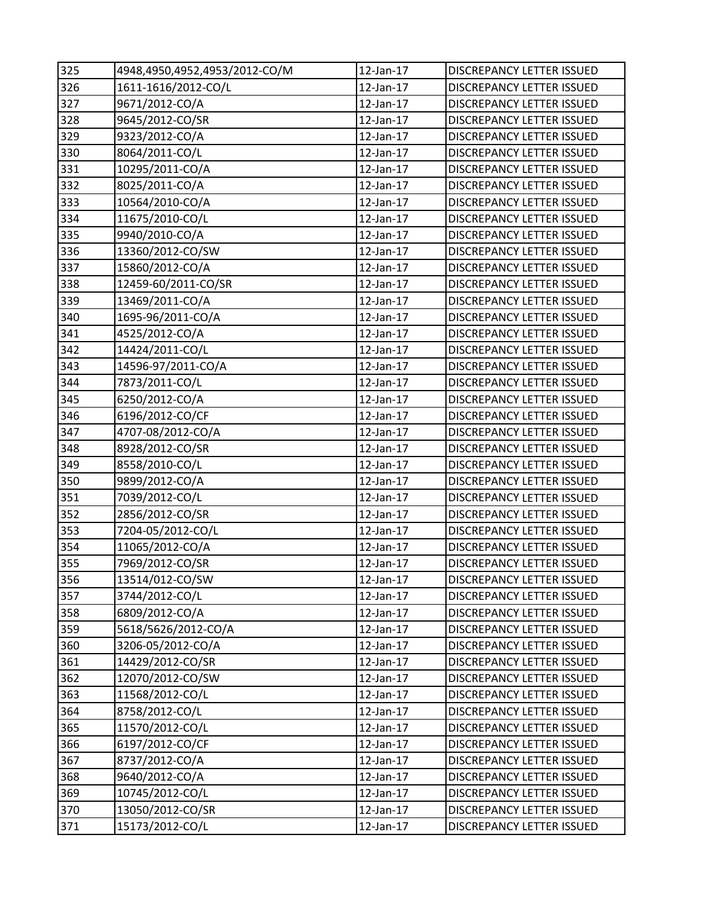| 325 | 4948,4950,4952,4953/2012-CO/M | 12-Jan-17 | DISCREPANCY LETTER ISSUED |
|---|---|---|---|
| 326 | 1611-1616/2012-CO/L | 12-Jan-17 | DISCREPANCY LETTER ISSUED |
| 327 | 9671/2012-CO/A | 12-Jan-17 | DISCREPANCY LETTER ISSUED |
| 328 | 9645/2012-CO/SR | 12-Jan-17 | DISCREPANCY LETTER ISSUED |
| 329 | 9323/2012-CO/A | 12-Jan-17 | DISCREPANCY LETTER ISSUED |
| 330 | 8064/2011-CO/L | 12-Jan-17 | DISCREPANCY LETTER ISSUED |
| 331 | 10295/2011-CO/A | 12-Jan-17 | DISCREPANCY LETTER ISSUED |
| 332 | 8025/2011-CO/A | 12-Jan-17 | DISCREPANCY LETTER ISSUED |
| 333 | 10564/2010-CO/A | 12-Jan-17 | DISCREPANCY LETTER ISSUED |
| 334 | 11675/2010-CO/L | 12-Jan-17 | DISCREPANCY LETTER ISSUED |
| 335 | 9940/2010-CO/A | 12-Jan-17 | DISCREPANCY LETTER ISSUED |
| 336 | 13360/2012-CO/SW | 12-Jan-17 | DISCREPANCY LETTER ISSUED |
| 337 | 15860/2012-CO/A | 12-Jan-17 | DISCREPANCY LETTER ISSUED |
| 338 | 12459-60/2011-CO/SR | 12-Jan-17 | DISCREPANCY LETTER ISSUED |
| 339 | 13469/2011-CO/A | 12-Jan-17 | DISCREPANCY LETTER ISSUED |
| 340 | 1695-96/2011-CO/A | 12-Jan-17 | DISCREPANCY LETTER ISSUED |
| 341 | 4525/2012-CO/A | 12-Jan-17 | DISCREPANCY LETTER ISSUED |
| 342 | 14424/2011-CO/L | 12-Jan-17 | DISCREPANCY LETTER ISSUED |
| 343 | 14596-97/2011-CO/A | 12-Jan-17 | DISCREPANCY LETTER ISSUED |
| 344 | 7873/2011-CO/L | 12-Jan-17 | DISCREPANCY LETTER ISSUED |
| 345 | 6250/2012-CO/A | 12-Jan-17 | DISCREPANCY LETTER ISSUED |
| 346 | 6196/2012-CO/CF | 12-Jan-17 | DISCREPANCY LETTER ISSUED |
| 347 | 4707-08/2012-CO/A | 12-Jan-17 | DISCREPANCY LETTER ISSUED |
| 348 | 8928/2012-CO/SR | 12-Jan-17 | DISCREPANCY LETTER ISSUED |
| 349 | 8558/2010-CO/L | 12-Jan-17 | DISCREPANCY LETTER ISSUED |
| 350 | 9899/2012-CO/A | 12-Jan-17 | DISCREPANCY LETTER ISSUED |
| 351 | 7039/2012-CO/L | 12-Jan-17 | DISCREPANCY LETTER ISSUED |
| 352 | 2856/2012-CO/SR | 12-Jan-17 | DISCREPANCY LETTER ISSUED |
| 353 | 7204-05/2012-CO/L | 12-Jan-17 | DISCREPANCY LETTER ISSUED |
| 354 | 11065/2012-CO/A | 12-Jan-17 | DISCREPANCY LETTER ISSUED |
| 355 | 7969/2012-CO/SR | 12-Jan-17 | DISCREPANCY LETTER ISSUED |
| 356 | 13514/012-CO/SW | 12-Jan-17 | DISCREPANCY LETTER ISSUED |
| 357 | 3744/2012-CO/L | 12-Jan-17 | DISCREPANCY LETTER ISSUED |
| 358 | 6809/2012-CO/A | 12-Jan-17 | DISCREPANCY LETTER ISSUED |
| 359 | 5618/5626/2012-CO/A | 12-Jan-17 | DISCREPANCY LETTER ISSUED |
| 360 | 3206-05/2012-CO/A | 12-Jan-17 | DISCREPANCY LETTER ISSUED |
| 361 | 14429/2012-CO/SR | 12-Jan-17 | DISCREPANCY LETTER ISSUED |
| 362 | 12070/2012-CO/SW | 12-Jan-17 | DISCREPANCY LETTER ISSUED |
| 363 | 11568/2012-CO/L | 12-Jan-17 | DISCREPANCY LETTER ISSUED |
| 364 | 8758/2012-CO/L | 12-Jan-17 | DISCREPANCY LETTER ISSUED |
| 365 | 11570/2012-CO/L | 12-Jan-17 | DISCREPANCY LETTER ISSUED |
| 366 | 6197/2012-CO/CF | 12-Jan-17 | DISCREPANCY LETTER ISSUED |
| 367 | 8737/2012-CO/A | 12-Jan-17 | DISCREPANCY LETTER ISSUED |
| 368 | 9640/2012-CO/A | 12-Jan-17 | DISCREPANCY LETTER ISSUED |
| 369 | 10745/2012-CO/L | 12-Jan-17 | DISCREPANCY LETTER ISSUED |
| 370 | 13050/2012-CO/SR | 12-Jan-17 | DISCREPANCY LETTER ISSUED |
| 371 | 15173/2012-CO/L | 12-Jan-17 | DISCREPANCY LETTER ISSUED |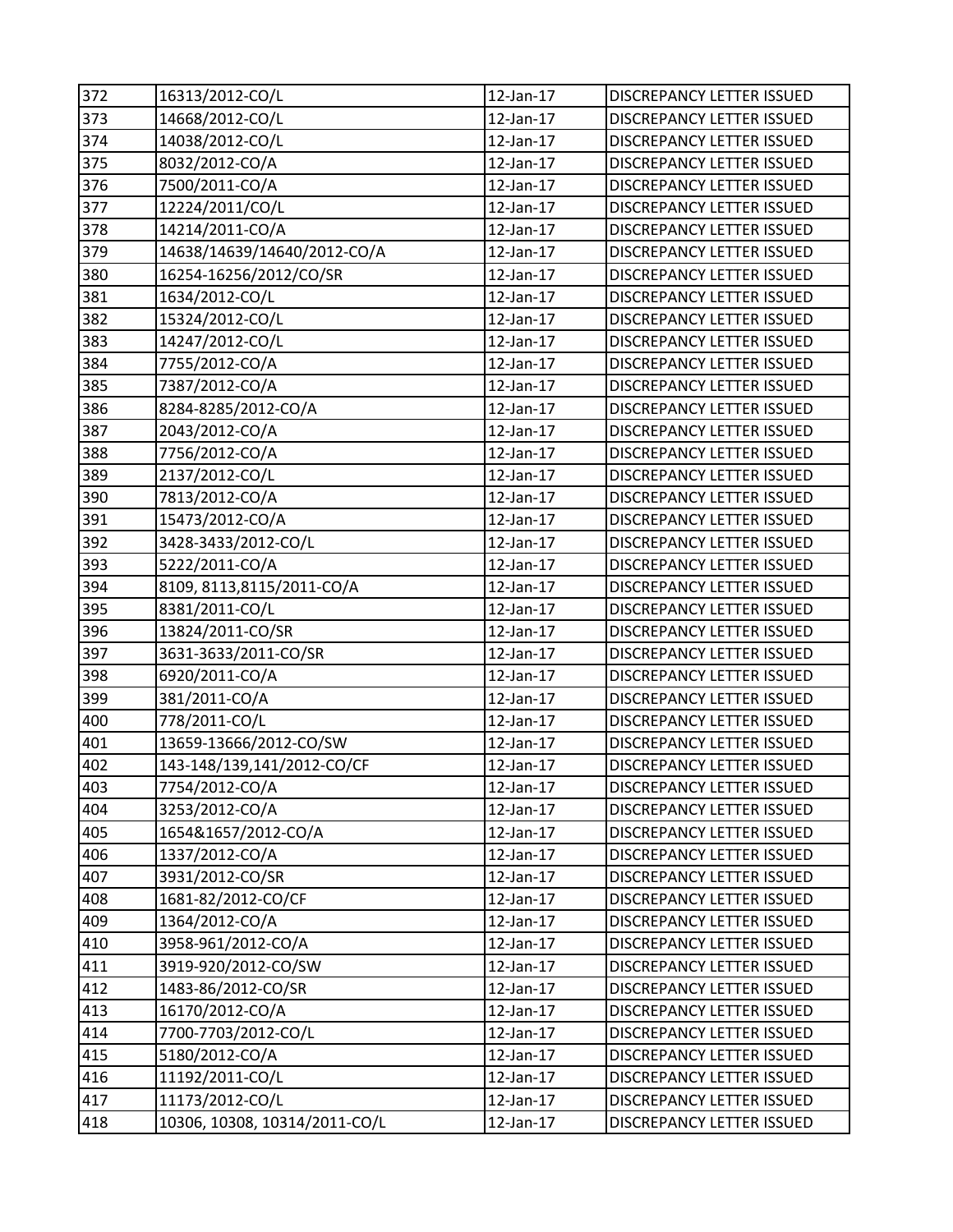| 372 | 16313/2012-CO/L | 12-Jan-17 | DISCREPANCY LETTER ISSUED |
|---|---|---|---|
| 373 | 14668/2012-CO/L | 12-Jan-17 | DISCREPANCY LETTER ISSUED |
| 374 | 14038/2012-CO/L | 12-Jan-17 | DISCREPANCY LETTER ISSUED |
| 375 | 8032/2012-CO/A | 12-Jan-17 | DISCREPANCY LETTER ISSUED |
| 376 | 7500/2011-CO/A | 12-Jan-17 | DISCREPANCY LETTER ISSUED |
| 377 | 12224/2011/CO/L | 12-Jan-17 | DISCREPANCY LETTER ISSUED |
| 378 | 14214/2011-CO/A | 12-Jan-17 | DISCREPANCY LETTER ISSUED |
| 379 | 14638/14639/14640/2012-CO/A | 12-Jan-17 | DISCREPANCY LETTER ISSUED |
| 380 | 16254-16256/2012/CO/SR | 12-Jan-17 | DISCREPANCY LETTER ISSUED |
| 381 | 1634/2012-CO/L | 12-Jan-17 | DISCREPANCY LETTER ISSUED |
| 382 | 15324/2012-CO/L | 12-Jan-17 | DISCREPANCY LETTER ISSUED |
| 383 | 14247/2012-CO/L | 12-Jan-17 | DISCREPANCY LETTER ISSUED |
| 384 | 7755/2012-CO/A | 12-Jan-17 | DISCREPANCY LETTER ISSUED |
| 385 | 7387/2012-CO/A | 12-Jan-17 | DISCREPANCY LETTER ISSUED |
| 386 | 8284-8285/2012-CO/A | 12-Jan-17 | DISCREPANCY LETTER ISSUED |
| 387 | 2043/2012-CO/A | 12-Jan-17 | DISCREPANCY LETTER ISSUED |
| 388 | 7756/2012-CO/A | 12-Jan-17 | DISCREPANCY LETTER ISSUED |
| 389 | 2137/2012-CO/L | 12-Jan-17 | DISCREPANCY LETTER ISSUED |
| 390 | 7813/2012-CO/A | 12-Jan-17 | DISCREPANCY LETTER ISSUED |
| 391 | 15473/2012-CO/A | 12-Jan-17 | DISCREPANCY LETTER ISSUED |
| 392 | 3428-3433/2012-CO/L | 12-Jan-17 | DISCREPANCY LETTER ISSUED |
| 393 | 5222/2011-CO/A | 12-Jan-17 | DISCREPANCY LETTER ISSUED |
| 394 | 8109, 8113,8115/2011-CO/A | 12-Jan-17 | DISCREPANCY LETTER ISSUED |
| 395 | 8381/2011-CO/L | 12-Jan-17 | DISCREPANCY LETTER ISSUED |
| 396 | 13824/2011-CO/SR | 12-Jan-17 | DISCREPANCY LETTER ISSUED |
| 397 | 3631-3633/2011-CO/SR | 12-Jan-17 | DISCREPANCY LETTER ISSUED |
| 398 | 6920/2011-CO/A | 12-Jan-17 | DISCREPANCY LETTER ISSUED |
| 399 | 381/2011-CO/A | 12-Jan-17 | DISCREPANCY LETTER ISSUED |
| 400 | 778/2011-CO/L | 12-Jan-17 | DISCREPANCY LETTER ISSUED |
| 401 | 13659-13666/2012-CO/SW | 12-Jan-17 | DISCREPANCY LETTER ISSUED |
| 402 | 143-148/139,141/2012-CO/CF | 12-Jan-17 | DISCREPANCY LETTER ISSUED |
| 403 | 7754/2012-CO/A | 12-Jan-17 | DISCREPANCY LETTER ISSUED |
| 404 | 3253/2012-CO/A | 12-Jan-17 | DISCREPANCY LETTER ISSUED |
| 405 | 1654&1657/2012-CO/A | 12-Jan-17 | DISCREPANCY LETTER ISSUED |
| 406 | 1337/2012-CO/A | 12-Jan-17 | DISCREPANCY LETTER ISSUED |
| 407 | 3931/2012-CO/SR | 12-Jan-17 | DISCREPANCY LETTER ISSUED |
| 408 | 1681-82/2012-CO/CF | 12-Jan-17 | DISCREPANCY LETTER ISSUED |
| 409 | 1364/2012-CO/A | 12-Jan-17 | DISCREPANCY LETTER ISSUED |
| 410 | 3958-961/2012-CO/A | 12-Jan-17 | DISCREPANCY LETTER ISSUED |
| 411 | 3919-920/2012-CO/SW | 12-Jan-17 | DISCREPANCY LETTER ISSUED |
| 412 | 1483-86/2012-CO/SR | 12-Jan-17 | DISCREPANCY LETTER ISSUED |
| 413 | 16170/2012-CO/A | 12-Jan-17 | DISCREPANCY LETTER ISSUED |
| 414 | 7700-7703/2012-CO/L | 12-Jan-17 | DISCREPANCY LETTER ISSUED |
| 415 | 5180/2012-CO/A | 12-Jan-17 | DISCREPANCY LETTER ISSUED |
| 416 | 11192/2011-CO/L | 12-Jan-17 | DISCREPANCY LETTER ISSUED |
| 417 | 11173/2012-CO/L | 12-Jan-17 | DISCREPANCY LETTER ISSUED |
| 418 | 10306, 10308, 10314/2011-CO/L | 12-Jan-17 | DISCREPANCY LETTER ISSUED |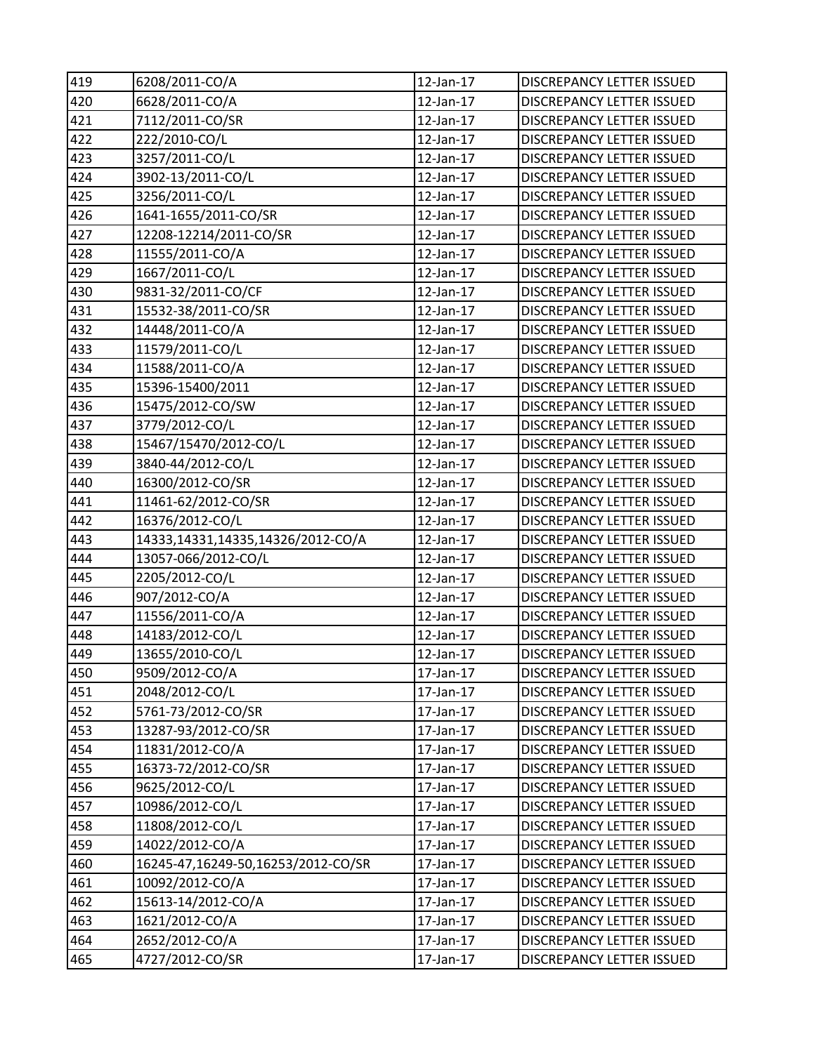| 419 | 6208/2011-CO/A | 12-Jan-17 | DISCREPANCY LETTER ISSUED |
|---|---|---|---|
| 420 | 6628/2011-CO/A | 12-Jan-17 | DISCREPANCY LETTER ISSUED |
| 421 | 7112/2011-CO/SR | 12-Jan-17 | DISCREPANCY LETTER ISSUED |
| 422 | 222/2010-CO/L | 12-Jan-17 | DISCREPANCY LETTER ISSUED |
| 423 | 3257/2011-CO/L | 12-Jan-17 | DISCREPANCY LETTER ISSUED |
| 424 | 3902-13/2011-CO/L | 12-Jan-17 | DISCREPANCY LETTER ISSUED |
| 425 | 3256/2011-CO/L | 12-Jan-17 | DISCREPANCY LETTER ISSUED |
| 426 | 1641-1655/2011-CO/SR | 12-Jan-17 | DISCREPANCY LETTER ISSUED |
| 427 | 12208-12214/2011-CO/SR | 12-Jan-17 | DISCREPANCY LETTER ISSUED |
| 428 | 11555/2011-CO/A | 12-Jan-17 | DISCREPANCY LETTER ISSUED |
| 429 | 1667/2011-CO/L | 12-Jan-17 | DISCREPANCY LETTER ISSUED |
| 430 | 9831-32/2011-CO/CF | 12-Jan-17 | DISCREPANCY LETTER ISSUED |
| 431 | 15532-38/2011-CO/SR | 12-Jan-17 | DISCREPANCY LETTER ISSUED |
| 432 | 14448/2011-CO/A | 12-Jan-17 | DISCREPANCY LETTER ISSUED |
| 433 | 11579/2011-CO/L | 12-Jan-17 | DISCREPANCY LETTER ISSUED |
| 434 | 11588/2011-CO/A | 12-Jan-17 | DISCREPANCY LETTER ISSUED |
| 435 | 15396-15400/2011 | 12-Jan-17 | DISCREPANCY LETTER ISSUED |
| 436 | 15475/2012-CO/SW | 12-Jan-17 | DISCREPANCY LETTER ISSUED |
| 437 | 3779/2012-CO/L | 12-Jan-17 | DISCREPANCY LETTER ISSUED |
| 438 | 15467/15470/2012-CO/L | 12-Jan-17 | DISCREPANCY LETTER ISSUED |
| 439 | 3840-44/2012-CO/L | 12-Jan-17 | DISCREPANCY LETTER ISSUED |
| 440 | 16300/2012-CO/SR | 12-Jan-17 | DISCREPANCY LETTER ISSUED |
| 441 | 11461-62/2012-CO/SR | 12-Jan-17 | DISCREPANCY LETTER ISSUED |
| 442 | 16376/2012-CO/L | 12-Jan-17 | DISCREPANCY LETTER ISSUED |
| 443 | 14333,14331,14335,14326/2012-CO/A | 12-Jan-17 | DISCREPANCY LETTER ISSUED |
| 444 | 13057-066/2012-CO/L | 12-Jan-17 | DISCREPANCY LETTER ISSUED |
| 445 | 2205/2012-CO/L | 12-Jan-17 | DISCREPANCY LETTER ISSUED |
| 446 | 907/2012-CO/A | 12-Jan-17 | DISCREPANCY LETTER ISSUED |
| 447 | 11556/2011-CO/A | 12-Jan-17 | DISCREPANCY LETTER ISSUED |
| 448 | 14183/2012-CO/L | 12-Jan-17 | DISCREPANCY LETTER ISSUED |
| 449 | 13655/2010-CO/L | 12-Jan-17 | DISCREPANCY LETTER ISSUED |
| 450 | 9509/2012-CO/A | 17-Jan-17 | DISCREPANCY LETTER ISSUED |
| 451 | 2048/2012-CO/L | 17-Jan-17 | DISCREPANCY LETTER ISSUED |
| 452 | 5761-73/2012-CO/SR | 17-Jan-17 | DISCREPANCY LETTER ISSUED |
| 453 | 13287-93/2012-CO/SR | 17-Jan-17 | DISCREPANCY LETTER ISSUED |
| 454 | 11831/2012-CO/A | 17-Jan-17 | DISCREPANCY LETTER ISSUED |
| 455 | 16373-72/2012-CO/SR | 17-Jan-17 | DISCREPANCY LETTER ISSUED |
| 456 | 9625/2012-CO/L | 17-Jan-17 | DISCREPANCY LETTER ISSUED |
| 457 | 10986/2012-CO/L | 17-Jan-17 | DISCREPANCY LETTER ISSUED |
| 458 | 11808/2012-CO/L | 17-Jan-17 | DISCREPANCY LETTER ISSUED |
| 459 | 14022/2012-CO/A | 17-Jan-17 | DISCREPANCY LETTER ISSUED |
| 460 | 16245-47,16249-50,16253/2012-CO/SR | 17-Jan-17 | DISCREPANCY LETTER ISSUED |
| 461 | 10092/2012-CO/A | 17-Jan-17 | DISCREPANCY LETTER ISSUED |
| 462 | 15613-14/2012-CO/A | 17-Jan-17 | DISCREPANCY LETTER ISSUED |
| 463 | 1621/2012-CO/A | 17-Jan-17 | DISCREPANCY LETTER ISSUED |
| 464 | 2652/2012-CO/A | 17-Jan-17 | DISCREPANCY LETTER ISSUED |
| 465 | 4727/2012-CO/SR | 17-Jan-17 | DISCREPANCY LETTER ISSUED |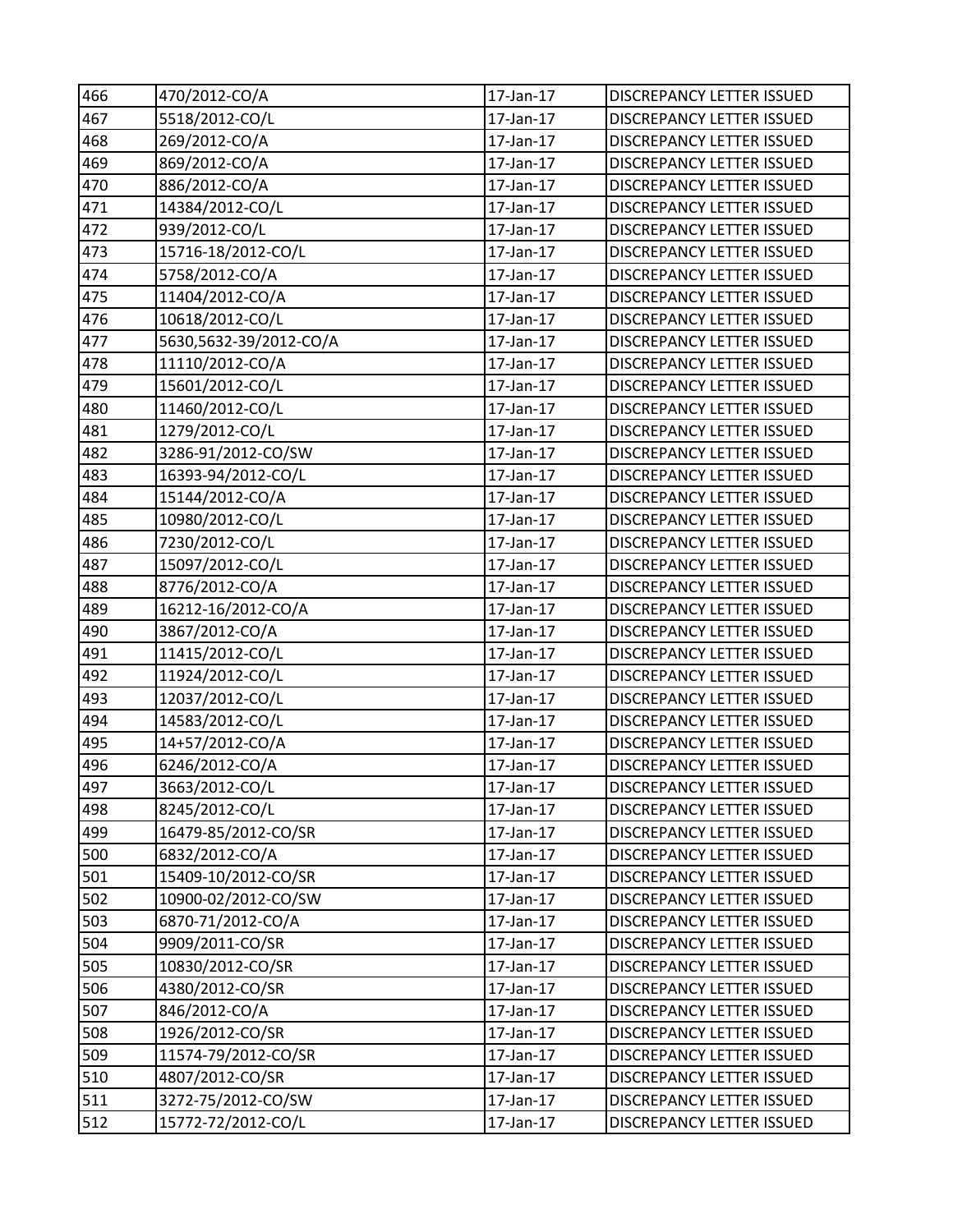| | | | |
|---|---|---|---|
| 466 | 470/2012-CO/A | 17-Jan-17 | DISCREPANCY LETTER ISSUED |
| 467 | 5518/2012-CO/L | 17-Jan-17 | DISCREPANCY LETTER ISSUED |
| 468 | 269/2012-CO/A | 17-Jan-17 | DISCREPANCY LETTER ISSUED |
| 469 | 869/2012-CO/A | 17-Jan-17 | DISCREPANCY LETTER ISSUED |
| 470 | 886/2012-CO/A | 17-Jan-17 | DISCREPANCY LETTER ISSUED |
| 471 | 14384/2012-CO/L | 17-Jan-17 | DISCREPANCY LETTER ISSUED |
| 472 | 939/2012-CO/L | 17-Jan-17 | DISCREPANCY LETTER ISSUED |
| 473 | 15716-18/2012-CO/L | 17-Jan-17 | DISCREPANCY LETTER ISSUED |
| 474 | 5758/2012-CO/A | 17-Jan-17 | DISCREPANCY LETTER ISSUED |
| 475 | 11404/2012-CO/A | 17-Jan-17 | DISCREPANCY LETTER ISSUED |
| 476 | 10618/2012-CO/L | 17-Jan-17 | DISCREPANCY LETTER ISSUED |
| 477 | 5630,5632-39/2012-CO/A | 17-Jan-17 | DISCREPANCY LETTER ISSUED |
| 478 | 11110/2012-CO/A | 17-Jan-17 | DISCREPANCY LETTER ISSUED |
| 479 | 15601/2012-CO/L | 17-Jan-17 | DISCREPANCY LETTER ISSUED |
| 480 | 11460/2012-CO/L | 17-Jan-17 | DISCREPANCY LETTER ISSUED |
| 481 | 1279/2012-CO/L | 17-Jan-17 | DISCREPANCY LETTER ISSUED |
| 482 | 3286-91/2012-CO/SW | 17-Jan-17 | DISCREPANCY LETTER ISSUED |
| 483 | 16393-94/2012-CO/L | 17-Jan-17 | DISCREPANCY LETTER ISSUED |
| 484 | 15144/2012-CO/A | 17-Jan-17 | DISCREPANCY LETTER ISSUED |
| 485 | 10980/2012-CO/L | 17-Jan-17 | DISCREPANCY LETTER ISSUED |
| 486 | 7230/2012-CO/L | 17-Jan-17 | DISCREPANCY LETTER ISSUED |
| 487 | 15097/2012-CO/L | 17-Jan-17 | DISCREPANCY LETTER ISSUED |
| 488 | 8776/2012-CO/A | 17-Jan-17 | DISCREPANCY LETTER ISSUED |
| 489 | 16212-16/2012-CO/A | 17-Jan-17 | DISCREPANCY LETTER ISSUED |
| 490 | 3867/2012-CO/A | 17-Jan-17 | DISCREPANCY LETTER ISSUED |
| 491 | 11415/2012-CO/L | 17-Jan-17 | DISCREPANCY LETTER ISSUED |
| 492 | 11924/2012-CO/L | 17-Jan-17 | DISCREPANCY LETTER ISSUED |
| 493 | 12037/2012-CO/L | 17-Jan-17 | DISCREPANCY LETTER ISSUED |
| 494 | 14583/2012-CO/L | 17-Jan-17 | DISCREPANCY LETTER ISSUED |
| 495 | 14+57/2012-CO/A | 17-Jan-17 | DISCREPANCY LETTER ISSUED |
| 496 | 6246/2012-CO/A | 17-Jan-17 | DISCREPANCY LETTER ISSUED |
| 497 | 3663/2012-CO/L | 17-Jan-17 | DISCREPANCY LETTER ISSUED |
| 498 | 8245/2012-CO/L | 17-Jan-17 | DISCREPANCY LETTER ISSUED |
| 499 | 16479-85/2012-CO/SR | 17-Jan-17 | DISCREPANCY LETTER ISSUED |
| 500 | 6832/2012-CO/A | 17-Jan-17 | DISCREPANCY LETTER ISSUED |
| 501 | 15409-10/2012-CO/SR | 17-Jan-17 | DISCREPANCY LETTER ISSUED |
| 502 | 10900-02/2012-CO/SW | 17-Jan-17 | DISCREPANCY LETTER ISSUED |
| 503 | 6870-71/2012-CO/A | 17-Jan-17 | DISCREPANCY LETTER ISSUED |
| 504 | 9909/2011-CO/SR | 17-Jan-17 | DISCREPANCY LETTER ISSUED |
| 505 | 10830/2012-CO/SR | 17-Jan-17 | DISCREPANCY LETTER ISSUED |
| 506 | 4380/2012-CO/SR | 17-Jan-17 | DISCREPANCY LETTER ISSUED |
| 507 | 846/2012-CO/A | 17-Jan-17 | DISCREPANCY LETTER ISSUED |
| 508 | 1926/2012-CO/SR | 17-Jan-17 | DISCREPANCY LETTER ISSUED |
| 509 | 11574-79/2012-CO/SR | 17-Jan-17 | DISCREPANCY LETTER ISSUED |
| 510 | 4807/2012-CO/SR | 17-Jan-17 | DISCREPANCY LETTER ISSUED |
| 511 | 3272-75/2012-CO/SW | 17-Jan-17 | DISCREPANCY LETTER ISSUED |
| 512 | 15772-72/2012-CO/L | 17-Jan-17 | DISCREPANCY LETTER ISSUED |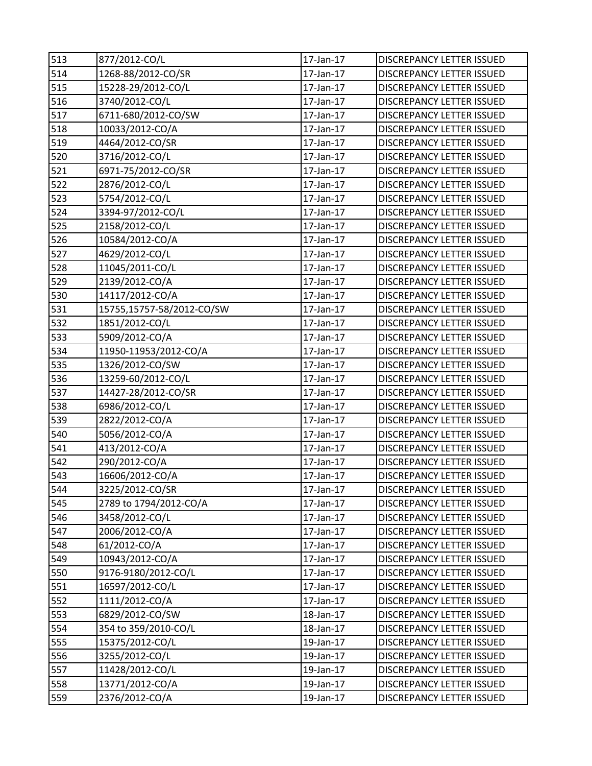| 513 | 877/2012-CO/L | 17-Jan-17 | DISCREPANCY LETTER ISSUED |
|---|---|---|---|
| 514 | 1268-88/2012-CO/SR | 17-Jan-17 | DISCREPANCY LETTER ISSUED |
| 515 | 15228-29/2012-CO/L | 17-Jan-17 | DISCREPANCY LETTER ISSUED |
| 516 | 3740/2012-CO/L | 17-Jan-17 | DISCREPANCY LETTER ISSUED |
| 517 | 6711-680/2012-CO/SW | 17-Jan-17 | DISCREPANCY LETTER ISSUED |
| 518 | 10033/2012-CO/A | 17-Jan-17 | DISCREPANCY LETTER ISSUED |
| 519 | 4464/2012-CO/SR | 17-Jan-17 | DISCREPANCY LETTER ISSUED |
| 520 | 3716/2012-CO/L | 17-Jan-17 | DISCREPANCY LETTER ISSUED |
| 521 | 6971-75/2012-CO/SR | 17-Jan-17 | DISCREPANCY LETTER ISSUED |
| 522 | 2876/2012-CO/L | 17-Jan-17 | DISCREPANCY LETTER ISSUED |
| 523 | 5754/2012-CO/L | 17-Jan-17 | DISCREPANCY LETTER ISSUED |
| 524 | 3394-97/2012-CO/L | 17-Jan-17 | DISCREPANCY LETTER ISSUED |
| 525 | 2158/2012-CO/L | 17-Jan-17 | DISCREPANCY LETTER ISSUED |
| 526 | 10584/2012-CO/A | 17-Jan-17 | DISCREPANCY LETTER ISSUED |
| 527 | 4629/2012-CO/L | 17-Jan-17 | DISCREPANCY LETTER ISSUED |
| 528 | 11045/2011-CO/L | 17-Jan-17 | DISCREPANCY LETTER ISSUED |
| 529 | 2139/2012-CO/A | 17-Jan-17 | DISCREPANCY LETTER ISSUED |
| 530 | 14117/2012-CO/A | 17-Jan-17 | DISCREPANCY LETTER ISSUED |
| 531 | 15755,15757-58/2012-CO/SW | 17-Jan-17 | DISCREPANCY LETTER ISSUED |
| 532 | 1851/2012-CO/L | 17-Jan-17 | DISCREPANCY LETTER ISSUED |
| 533 | 5909/2012-CO/A | 17-Jan-17 | DISCREPANCY LETTER ISSUED |
| 534 | 11950-11953/2012-CO/A | 17-Jan-17 | DISCREPANCY LETTER ISSUED |
| 535 | 1326/2012-CO/SW | 17-Jan-17 | DISCREPANCY LETTER ISSUED |
| 536 | 13259-60/2012-CO/L | 17-Jan-17 | DISCREPANCY LETTER ISSUED |
| 537 | 14427-28/2012-CO/SR | 17-Jan-17 | DISCREPANCY LETTER ISSUED |
| 538 | 6986/2012-CO/L | 17-Jan-17 | DISCREPANCY LETTER ISSUED |
| 539 | 2822/2012-CO/A | 17-Jan-17 | DISCREPANCY LETTER ISSUED |
| 540 | 5056/2012-CO/A | 17-Jan-17 | DISCREPANCY LETTER ISSUED |
| 541 | 413/2012-CO/A | 17-Jan-17 | DISCREPANCY LETTER ISSUED |
| 542 | 290/2012-CO/A | 17-Jan-17 | DISCREPANCY LETTER ISSUED |
| 543 | 16606/2012-CO/A | 17-Jan-17 | DISCREPANCY LETTER ISSUED |
| 544 | 3225/2012-CO/SR | 17-Jan-17 | DISCREPANCY LETTER ISSUED |
| 545 | 2789 to 1794/2012-CO/A | 17-Jan-17 | DISCREPANCY LETTER ISSUED |
| 546 | 3458/2012-CO/L | 17-Jan-17 | DISCREPANCY LETTER ISSUED |
| 547 | 2006/2012-CO/A | 17-Jan-17 | DISCREPANCY LETTER ISSUED |
| 548 | 61/2012-CO/A | 17-Jan-17 | DISCREPANCY LETTER ISSUED |
| 549 | 10943/2012-CO/A | 17-Jan-17 | DISCREPANCY LETTER ISSUED |
| 550 | 9176-9180/2012-CO/L | 17-Jan-17 | DISCREPANCY LETTER ISSUED |
| 551 | 16597/2012-CO/L | 17-Jan-17 | DISCREPANCY LETTER ISSUED |
| 552 | 1111/2012-CO/A | 17-Jan-17 | DISCREPANCY LETTER ISSUED |
| 553 | 6829/2012-CO/SW | 18-Jan-17 | DISCREPANCY LETTER ISSUED |
| 554 | 354 to 359/2010-CO/L | 18-Jan-17 | DISCREPANCY LETTER ISSUED |
| 555 | 15375/2012-CO/L | 19-Jan-17 | DISCREPANCY LETTER ISSUED |
| 556 | 3255/2012-CO/L | 19-Jan-17 | DISCREPANCY LETTER ISSUED |
| 557 | 11428/2012-CO/L | 19-Jan-17 | DISCREPANCY LETTER ISSUED |
| 558 | 13771/2012-CO/A | 19-Jan-17 | DISCREPANCY LETTER ISSUED |
| 559 | 2376/2012-CO/A | 19-Jan-17 | DISCREPANCY LETTER ISSUED |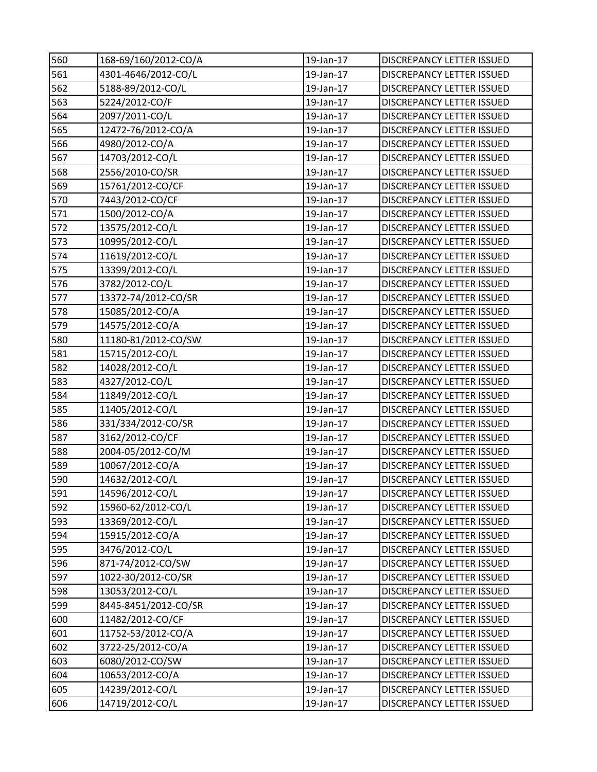| 560 | 168-69/160/2012-CO/A | 19-Jan-17 | DISCREPANCY LETTER ISSUED |
|---|---|---|---|
| 561 | 4301-4646/2012-CO/L | 19-Jan-17 | DISCREPANCY LETTER ISSUED |
| 562 | 5188-89/2012-CO/L | 19-Jan-17 | DISCREPANCY LETTER ISSUED |
| 563 | 5224/2012-CO/F | 19-Jan-17 | DISCREPANCY LETTER ISSUED |
| 564 | 2097/2011-CO/L | 19-Jan-17 | DISCREPANCY LETTER ISSUED |
| 565 | 12472-76/2012-CO/A | 19-Jan-17 | DISCREPANCY LETTER ISSUED |
| 566 | 4980/2012-CO/A | 19-Jan-17 | DISCREPANCY LETTER ISSUED |
| 567 | 14703/2012-CO/L | 19-Jan-17 | DISCREPANCY LETTER ISSUED |
| 568 | 2556/2010-CO/SR | 19-Jan-17 | DISCREPANCY LETTER ISSUED |
| 569 | 15761/2012-CO/CF | 19-Jan-17 | DISCREPANCY LETTER ISSUED |
| 570 | 7443/2012-CO/CF | 19-Jan-17 | DISCREPANCY LETTER ISSUED |
| 571 | 1500/2012-CO/A | 19-Jan-17 | DISCREPANCY LETTER ISSUED |
| 572 | 13575/2012-CO/L | 19-Jan-17 | DISCREPANCY LETTER ISSUED |
| 573 | 10995/2012-CO/L | 19-Jan-17 | DISCREPANCY LETTER ISSUED |
| 574 | 11619/2012-CO/L | 19-Jan-17 | DISCREPANCY LETTER ISSUED |
| 575 | 13399/2012-CO/L | 19-Jan-17 | DISCREPANCY LETTER ISSUED |
| 576 | 3782/2012-CO/L | 19-Jan-17 | DISCREPANCY LETTER ISSUED |
| 577 | 13372-74/2012-CO/SR | 19-Jan-17 | DISCREPANCY LETTER ISSUED |
| 578 | 15085/2012-CO/A | 19-Jan-17 | DISCREPANCY LETTER ISSUED |
| 579 | 14575/2012-CO/A | 19-Jan-17 | DISCREPANCY LETTER ISSUED |
| 580 | 11180-81/2012-CO/SW | 19-Jan-17 | DISCREPANCY LETTER ISSUED |
| 581 | 15715/2012-CO/L | 19-Jan-17 | DISCREPANCY LETTER ISSUED |
| 582 | 14028/2012-CO/L | 19-Jan-17 | DISCREPANCY LETTER ISSUED |
| 583 | 4327/2012-CO/L | 19-Jan-17 | DISCREPANCY LETTER ISSUED |
| 584 | 11849/2012-CO/L | 19-Jan-17 | DISCREPANCY LETTER ISSUED |
| 585 | 11405/2012-CO/L | 19-Jan-17 | DISCREPANCY LETTER ISSUED |
| 586 | 331/334/2012-CO/SR | 19-Jan-17 | DISCREPANCY LETTER ISSUED |
| 587 | 3162/2012-CO/CF | 19-Jan-17 | DISCREPANCY LETTER ISSUED |
| 588 | 2004-05/2012-CO/M | 19-Jan-17 | DISCREPANCY LETTER ISSUED |
| 589 | 10067/2012-CO/A | 19-Jan-17 | DISCREPANCY LETTER ISSUED |
| 590 | 14632/2012-CO/L | 19-Jan-17 | DISCREPANCY LETTER ISSUED |
| 591 | 14596/2012-CO/L | 19-Jan-17 | DISCREPANCY LETTER ISSUED |
| 592 | 15960-62/2012-CO/L | 19-Jan-17 | DISCREPANCY LETTER ISSUED |
| 593 | 13369/2012-CO/L | 19-Jan-17 | DISCREPANCY LETTER ISSUED |
| 594 | 15915/2012-CO/A | 19-Jan-17 | DISCREPANCY LETTER ISSUED |
| 595 | 3476/2012-CO/L | 19-Jan-17 | DISCREPANCY LETTER ISSUED |
| 596 | 871-74/2012-CO/SW | 19-Jan-17 | DISCREPANCY LETTER ISSUED |
| 597 | 1022-30/2012-CO/SR | 19-Jan-17 | DISCREPANCY LETTER ISSUED |
| 598 | 13053/2012-CO/L | 19-Jan-17 | DISCREPANCY LETTER ISSUED |
| 599 | 8445-8451/2012-CO/SR | 19-Jan-17 | DISCREPANCY LETTER ISSUED |
| 600 | 11482/2012-CO/CF | 19-Jan-17 | DISCREPANCY LETTER ISSUED |
| 601 | 11752-53/2012-CO/A | 19-Jan-17 | DISCREPANCY LETTER ISSUED |
| 602 | 3722-25/2012-CO/A | 19-Jan-17 | DISCREPANCY LETTER ISSUED |
| 603 | 6080/2012-CO/SW | 19-Jan-17 | DISCREPANCY LETTER ISSUED |
| 604 | 10653/2012-CO/A | 19-Jan-17 | DISCREPANCY LETTER ISSUED |
| 605 | 14239/2012-CO/L | 19-Jan-17 | DISCREPANCY LETTER ISSUED |
| 606 | 14719/2012-CO/L | 19-Jan-17 | DISCREPANCY LETTER ISSUED |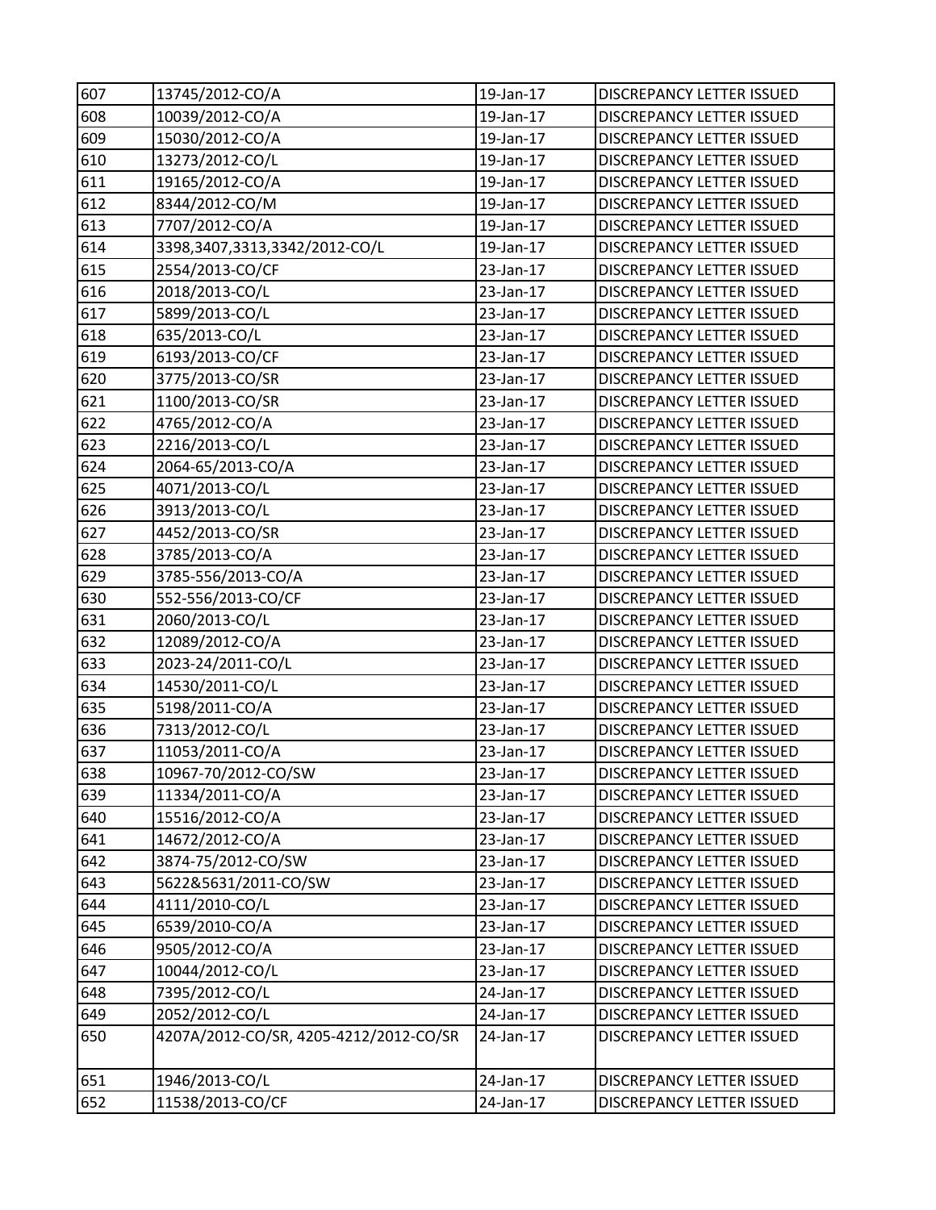| | | | |
|---|---|---|---|
| 607 | 13745/2012-CO/A | 19-Jan-17 | DISCREPANCY LETTER ISSUED |
| 608 | 10039/2012-CO/A | 19-Jan-17 | DISCREPANCY LETTER ISSUED |
| 609 | 15030/2012-CO/A | 19-Jan-17 | DISCREPANCY LETTER ISSUED |
| 610 | 13273/2012-CO/L | 19-Jan-17 | DISCREPANCY LETTER ISSUED |
| 611 | 19165/2012-CO/A | 19-Jan-17 | DISCREPANCY LETTER ISSUED |
| 612 | 8344/2012-CO/M | 19-Jan-17 | DISCREPANCY LETTER ISSUED |
| 613 | 7707/2012-CO/A | 19-Jan-17 | DISCREPANCY LETTER ISSUED |
| 614 | 3398,3407,3313,3342/2012-CO/L | 19-Jan-17 | DISCREPANCY LETTER ISSUED |
| 615 | 2554/2013-CO/CF | 23-Jan-17 | DISCREPANCY LETTER ISSUED |
| 616 | 2018/2013-CO/L | 23-Jan-17 | DISCREPANCY LETTER ISSUED |
| 617 | 5899/2013-CO/L | 23-Jan-17 | DISCREPANCY LETTER ISSUED |
| 618 | 635/2013-CO/L | 23-Jan-17 | DISCREPANCY LETTER ISSUED |
| 619 | 6193/2013-CO/CF | 23-Jan-17 | DISCREPANCY LETTER ISSUED |
| 620 | 3775/2013-CO/SR | 23-Jan-17 | DISCREPANCY LETTER ISSUED |
| 621 | 1100/2013-CO/SR | 23-Jan-17 | DISCREPANCY LETTER ISSUED |
| 622 | 4765/2012-CO/A | 23-Jan-17 | DISCREPANCY LETTER ISSUED |
| 623 | 2216/2013-CO/L | 23-Jan-17 | DISCREPANCY LETTER ISSUED |
| 624 | 2064-65/2013-CO/A | 23-Jan-17 | DISCREPANCY LETTER ISSUED |
| 625 | 4071/2013-CO/L | 23-Jan-17 | DISCREPANCY LETTER ISSUED |
| 626 | 3913/2013-CO/L | 23-Jan-17 | DISCREPANCY LETTER ISSUED |
| 627 | 4452/2013-CO/SR | 23-Jan-17 | DISCREPANCY LETTER ISSUED |
| 628 | 3785/2013-CO/A | 23-Jan-17 | DISCREPANCY LETTER ISSUED |
| 629 | 3785-556/2013-CO/A | 23-Jan-17 | DISCREPANCY LETTER ISSUED |
| 630 | 552-556/2013-CO/CF | 23-Jan-17 | DISCREPANCY LETTER ISSUED |
| 631 | 2060/2013-CO/L | 23-Jan-17 | DISCREPANCY LETTER ISSUED |
| 632 | 12089/2012-CO/A | 23-Jan-17 | DISCREPANCY LETTER ISSUED |
| 633 | 2023-24/2011-CO/L | 23-Jan-17 | DISCREPANCY LETTER ISSUED |
| 634 | 14530/2011-CO/L | 23-Jan-17 | DISCREPANCY LETTER ISSUED |
| 635 | 5198/2011-CO/A | 23-Jan-17 | DISCREPANCY LETTER ISSUED |
| 636 | 7313/2012-CO/L | 23-Jan-17 | DISCREPANCY LETTER ISSUED |
| 637 | 11053/2011-CO/A | 23-Jan-17 | DISCREPANCY LETTER ISSUED |
| 638 | 10967-70/2012-CO/SW | 23-Jan-17 | DISCREPANCY LETTER ISSUED |
| 639 | 11334/2011-CO/A | 23-Jan-17 | DISCREPANCY LETTER ISSUED |
| 640 | 15516/2012-CO/A | 23-Jan-17 | DISCREPANCY LETTER ISSUED |
| 641 | 14672/2012-CO/A | 23-Jan-17 | DISCREPANCY LETTER ISSUED |
| 642 | 3874-75/2012-CO/SW | 23-Jan-17 | DISCREPANCY LETTER ISSUED |
| 643 | 5622&5631/2011-CO/SW | 23-Jan-17 | DISCREPANCY LETTER ISSUED |
| 644 | 4111/2010-CO/L | 23-Jan-17 | DISCREPANCY LETTER ISSUED |
| 645 | 6539/2010-CO/A | 23-Jan-17 | DISCREPANCY LETTER ISSUED |
| 646 | 9505/2012-CO/A | 23-Jan-17 | DISCREPANCY LETTER ISSUED |
| 647 | 10044/2012-CO/L | 23-Jan-17 | DISCREPANCY LETTER ISSUED |
| 648 | 7395/2012-CO/L | 24-Jan-17 | DISCREPANCY LETTER ISSUED |
| 649 | 2052/2012-CO/L | 24-Jan-17 | DISCREPANCY LETTER ISSUED |
| 650 | 4207A/2012-CO/SR, 4205-4212/2012-CO/SR | 24-Jan-17 | DISCREPANCY LETTER ISSUED |
| 651 | 1946/2013-CO/L | 24-Jan-17 | DISCREPANCY LETTER ISSUED |
| 652 | 11538/2013-CO/CF | 24-Jan-17 | DISCREPANCY LETTER ISSUED |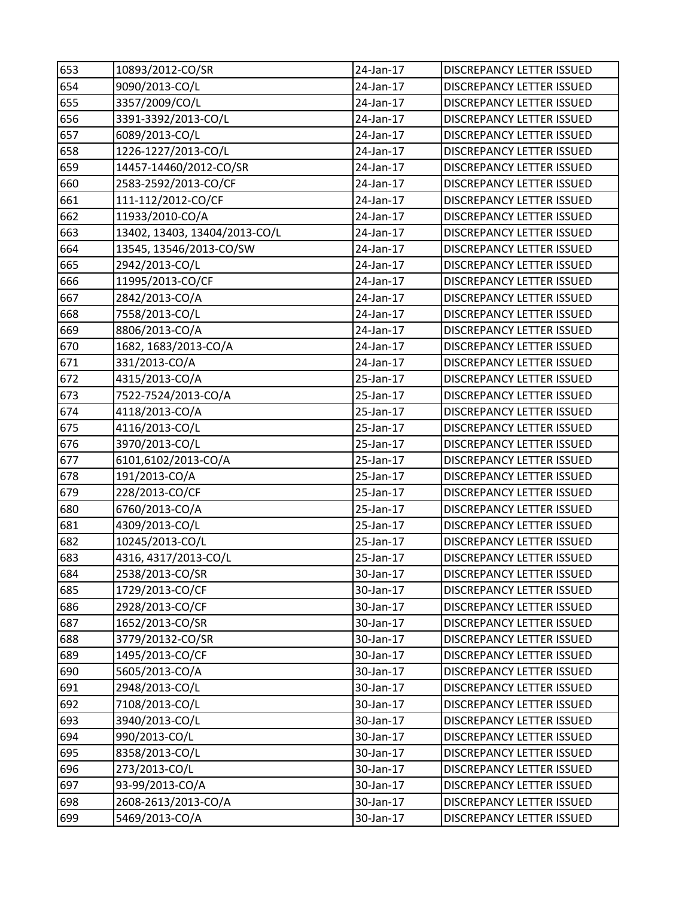| 653 | 10893/2012-CO/SR | 24-Jan-17 | DISCREPANCY LETTER ISSUED |
|---|---|---|---|
| 654 | 9090/2013-CO/L | 24-Jan-17 | DISCREPANCY LETTER ISSUED |
| 655 | 3357/2009/CO/L | 24-Jan-17 | DISCREPANCY LETTER ISSUED |
| 656 | 3391-3392/2013-CO/L | 24-Jan-17 | DISCREPANCY LETTER ISSUED |
| 657 | 6089/2013-CO/L | 24-Jan-17 | DISCREPANCY LETTER ISSUED |
| 658 | 1226-1227/2013-CO/L | 24-Jan-17 | DISCREPANCY LETTER ISSUED |
| 659 | 14457-14460/2012-CO/SR | 24-Jan-17 | DISCREPANCY LETTER ISSUED |
| 660 | 2583-2592/2013-CO/CF | 24-Jan-17 | DISCREPANCY LETTER ISSUED |
| 661 | 111-112/2012-CO/CF | 24-Jan-17 | DISCREPANCY LETTER ISSUED |
| 662 | 11933/2010-CO/A | 24-Jan-17 | DISCREPANCY LETTER ISSUED |
| 663 | 13402, 13403, 13404/2013-CO/L | 24-Jan-17 | DISCREPANCY LETTER ISSUED |
| 664 | 13545, 13546/2013-CO/SW | 24-Jan-17 | DISCREPANCY LETTER ISSUED |
| 665 | 2942/2013-CO/L | 24-Jan-17 | DISCREPANCY LETTER ISSUED |
| 666 | 11995/2013-CO/CF | 24-Jan-17 | DISCREPANCY LETTER ISSUED |
| 667 | 2842/2013-CO/A | 24-Jan-17 | DISCREPANCY LETTER ISSUED |
| 668 | 7558/2013-CO/L | 24-Jan-17 | DISCREPANCY LETTER ISSUED |
| 669 | 8806/2013-CO/A | 24-Jan-17 | DISCREPANCY LETTER ISSUED |
| 670 | 1682, 1683/2013-CO/A | 24-Jan-17 | DISCREPANCY LETTER ISSUED |
| 671 | 331/2013-CO/A | 24-Jan-17 | DISCREPANCY LETTER ISSUED |
| 672 | 4315/2013-CO/A | 25-Jan-17 | DISCREPANCY LETTER ISSUED |
| 673 | 7522-7524/2013-CO/A | 25-Jan-17 | DISCREPANCY LETTER ISSUED |
| 674 | 4118/2013-CO/A | 25-Jan-17 | DISCREPANCY LETTER ISSUED |
| 675 | 4116/2013-CO/L | 25-Jan-17 | DISCREPANCY LETTER ISSUED |
| 676 | 3970/2013-CO/L | 25-Jan-17 | DISCREPANCY LETTER ISSUED |
| 677 | 6101,6102/2013-CO/A | 25-Jan-17 | DISCREPANCY LETTER ISSUED |
| 678 | 191/2013-CO/A | 25-Jan-17 | DISCREPANCY LETTER ISSUED |
| 679 | 228/2013-CO/CF | 25-Jan-17 | DISCREPANCY LETTER ISSUED |
| 680 | 6760/2013-CO/A | 25-Jan-17 | DISCREPANCY LETTER ISSUED |
| 681 | 4309/2013-CO/L | 25-Jan-17 | DISCREPANCY LETTER ISSUED |
| 682 | 10245/2013-CO/L | 25-Jan-17 | DISCREPANCY LETTER ISSUED |
| 683 | 4316, 4317/2013-CO/L | 25-Jan-17 | DISCREPANCY LETTER ISSUED |
| 684 | 2538/2013-CO/SR | 30-Jan-17 | DISCREPANCY LETTER ISSUED |
| 685 | 1729/2013-CO/CF | 30-Jan-17 | DISCREPANCY LETTER ISSUED |
| 686 | 2928/2013-CO/CF | 30-Jan-17 | DISCREPANCY LETTER ISSUED |
| 687 | 1652/2013-CO/SR | 30-Jan-17 | DISCREPANCY LETTER ISSUED |
| 688 | 3779/20132-CO/SR | 30-Jan-17 | DISCREPANCY LETTER ISSUED |
| 689 | 1495/2013-CO/CF | 30-Jan-17 | DISCREPANCY LETTER ISSUED |
| 690 | 5605/2013-CO/A | 30-Jan-17 | DISCREPANCY LETTER ISSUED |
| 691 | 2948/2013-CO/L | 30-Jan-17 | DISCREPANCY LETTER ISSUED |
| 692 | 7108/2013-CO/L | 30-Jan-17 | DISCREPANCY LETTER ISSUED |
| 693 | 3940/2013-CO/L | 30-Jan-17 | DISCREPANCY LETTER ISSUED |
| 694 | 990/2013-CO/L | 30-Jan-17 | DISCREPANCY LETTER ISSUED |
| 695 | 8358/2013-CO/L | 30-Jan-17 | DISCREPANCY LETTER ISSUED |
| 696 | 273/2013-CO/L | 30-Jan-17 | DISCREPANCY LETTER ISSUED |
| 697 | 93-99/2013-CO/A | 30-Jan-17 | DISCREPANCY LETTER ISSUED |
| 698 | 2608-2613/2013-CO/A | 30-Jan-17 | DISCREPANCY LETTER ISSUED |
| 699 | 5469/2013-CO/A | 30-Jan-17 | DISCREPANCY LETTER ISSUED |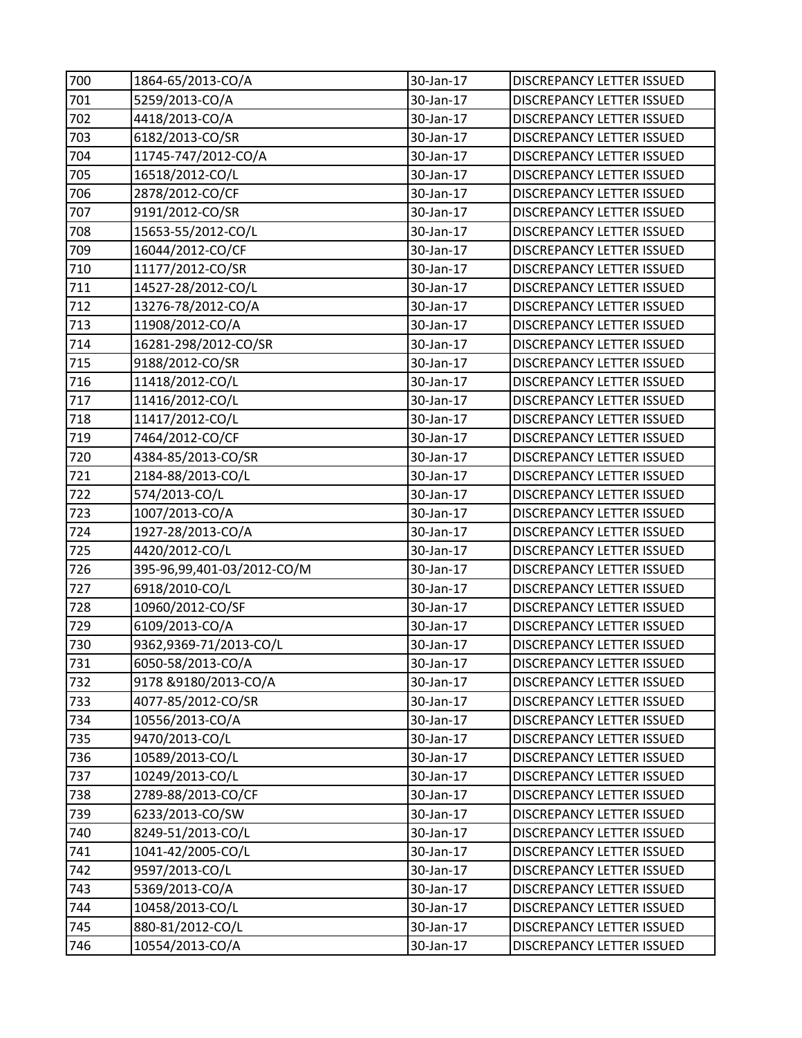| 700 | 1864-65/2013-CO/A | 30-Jan-17 | DISCREPANCY LETTER ISSUED |
|---|---|---|---|
| 701 | 5259/2013-CO/A | 30-Jan-17 | DISCREPANCY LETTER ISSUED |
| 702 | 4418/2013-CO/A | 30-Jan-17 | DISCREPANCY LETTER ISSUED |
| 703 | 6182/2013-CO/SR | 30-Jan-17 | DISCREPANCY LETTER ISSUED |
| 704 | 11745-747/2012-CO/A | 30-Jan-17 | DISCREPANCY LETTER ISSUED |
| 705 | 16518/2012-CO/L | 30-Jan-17 | DISCREPANCY LETTER ISSUED |
| 706 | 2878/2012-CO/CF | 30-Jan-17 | DISCREPANCY LETTER ISSUED |
| 707 | 9191/2012-CO/SR | 30-Jan-17 | DISCREPANCY LETTER ISSUED |
| 708 | 15653-55/2012-CO/L | 30-Jan-17 | DISCREPANCY LETTER ISSUED |
| 709 | 16044/2012-CO/CF | 30-Jan-17 | DISCREPANCY LETTER ISSUED |
| 710 | 11177/2012-CO/SR | 30-Jan-17 | DISCREPANCY LETTER ISSUED |
| 711 | 14527-28/2012-CO/L | 30-Jan-17 | DISCREPANCY LETTER ISSUED |
| 712 | 13276-78/2012-CO/A | 30-Jan-17 | DISCREPANCY LETTER ISSUED |
| 713 | 11908/2012-CO/A | 30-Jan-17 | DISCREPANCY LETTER ISSUED |
| 714 | 16281-298/2012-CO/SR | 30-Jan-17 | DISCREPANCY LETTER ISSUED |
| 715 | 9188/2012-CO/SR | 30-Jan-17 | DISCREPANCY LETTER ISSUED |
| 716 | 11418/2012-CO/L | 30-Jan-17 | DISCREPANCY LETTER ISSUED |
| 717 | 11416/2012-CO/L | 30-Jan-17 | DISCREPANCY LETTER ISSUED |
| 718 | 11417/2012-CO/L | 30-Jan-17 | DISCREPANCY LETTER ISSUED |
| 719 | 7464/2012-CO/CF | 30-Jan-17 | DISCREPANCY LETTER ISSUED |
| 720 | 4384-85/2013-CO/SR | 30-Jan-17 | DISCREPANCY LETTER ISSUED |
| 721 | 2184-88/2013-CO/L | 30-Jan-17 | DISCREPANCY LETTER ISSUED |
| 722 | 574/2013-CO/L | 30-Jan-17 | DISCREPANCY LETTER ISSUED |
| 723 | 1007/2013-CO/A | 30-Jan-17 | DISCREPANCY LETTER ISSUED |
| 724 | 1927-28/2013-CO/A | 30-Jan-17 | DISCREPANCY LETTER ISSUED |
| 725 | 4420/2012-CO/L | 30-Jan-17 | DISCREPANCY LETTER ISSUED |
| 726 | 395-96,99,401-03/2012-CO/M | 30-Jan-17 | DISCREPANCY LETTER ISSUED |
| 727 | 6918/2010-CO/L | 30-Jan-17 | DISCREPANCY LETTER ISSUED |
| 728 | 10960/2012-CO/SF | 30-Jan-17 | DISCREPANCY LETTER ISSUED |
| 729 | 6109/2013-CO/A | 30-Jan-17 | DISCREPANCY LETTER ISSUED |
| 730 | 9362,9369-71/2013-CO/L | 30-Jan-17 | DISCREPANCY LETTER ISSUED |
| 731 | 6050-58/2013-CO/A | 30-Jan-17 | DISCREPANCY LETTER ISSUED |
| 732 | 9178 &9180/2013-CO/A | 30-Jan-17 | DISCREPANCY LETTER ISSUED |
| 733 | 4077-85/2012-CO/SR | 30-Jan-17 | DISCREPANCY LETTER ISSUED |
| 734 | 10556/2013-CO/A | 30-Jan-17 | DISCREPANCY LETTER ISSUED |
| 735 | 9470/2013-CO/L | 30-Jan-17 | DISCREPANCY LETTER ISSUED |
| 736 | 10589/2013-CO/L | 30-Jan-17 | DISCREPANCY LETTER ISSUED |
| 737 | 10249/2013-CO/L | 30-Jan-17 | DISCREPANCY LETTER ISSUED |
| 738 | 2789-88/2013-CO/CF | 30-Jan-17 | DISCREPANCY LETTER ISSUED |
| 739 | 6233/2013-CO/SW | 30-Jan-17 | DISCREPANCY LETTER ISSUED |
| 740 | 8249-51/2013-CO/L | 30-Jan-17 | DISCREPANCY LETTER ISSUED |
| 741 | 1041-42/2005-CO/L | 30-Jan-17 | DISCREPANCY LETTER ISSUED |
| 742 | 9597/2013-CO/L | 30-Jan-17 | DISCREPANCY LETTER ISSUED |
| 743 | 5369/2013-CO/A | 30-Jan-17 | DISCREPANCY LETTER ISSUED |
| 744 | 10458/2013-CO/L | 30-Jan-17 | DISCREPANCY LETTER ISSUED |
| 745 | 880-81/2012-CO/L | 30-Jan-17 | DISCREPANCY LETTER ISSUED |
| 746 | 10554/2013-CO/A | 30-Jan-17 | DISCREPANCY LETTER ISSUED |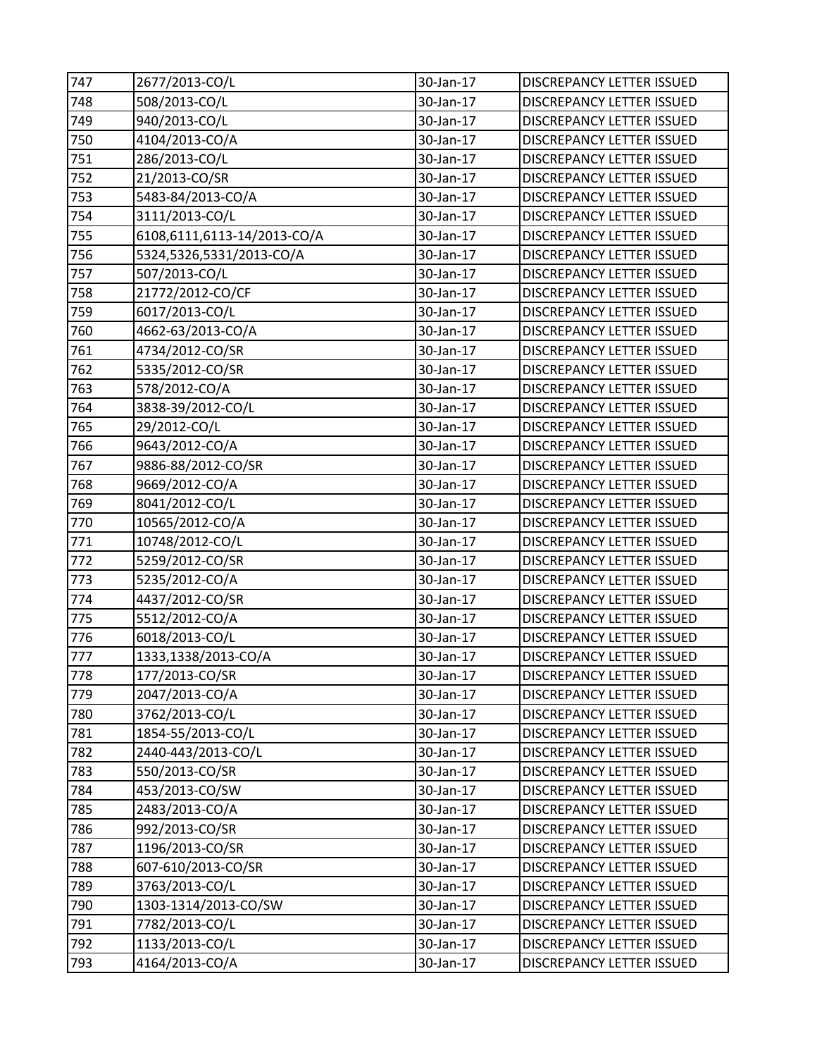| 747 | 2677/2013-CO/L | 30-Jan-17 | DISCREPANCY LETTER ISSUED |
|---|---|---|---|
| 748 | 508/2013-CO/L | 30-Jan-17 | DISCREPANCY LETTER ISSUED |
| 749 | 940/2013-CO/L | 30-Jan-17 | DISCREPANCY LETTER ISSUED |
| 750 | 4104/2013-CO/A | 30-Jan-17 | DISCREPANCY LETTER ISSUED |
| 751 | 286/2013-CO/L | 30-Jan-17 | DISCREPANCY LETTER ISSUED |
| 752 | 21/2013-CO/SR | 30-Jan-17 | DISCREPANCY LETTER ISSUED |
| 753 | 5483-84/2013-CO/A | 30-Jan-17 | DISCREPANCY LETTER ISSUED |
| 754 | 3111/2013-CO/L | 30-Jan-17 | DISCREPANCY LETTER ISSUED |
| 755 | 6108,6111,6113-14/2013-CO/A | 30-Jan-17 | DISCREPANCY LETTER ISSUED |
| 756 | 5324,5326,5331/2013-CO/A | 30-Jan-17 | DISCREPANCY LETTER ISSUED |
| 757 | 507/2013-CO/L | 30-Jan-17 | DISCREPANCY LETTER ISSUED |
| 758 | 21772/2012-CO/CF | 30-Jan-17 | DISCREPANCY LETTER ISSUED |
| 759 | 6017/2013-CO/L | 30-Jan-17 | DISCREPANCY LETTER ISSUED |
| 760 | 4662-63/2013-CO/A | 30-Jan-17 | DISCREPANCY LETTER ISSUED |
| 761 | 4734/2012-CO/SR | 30-Jan-17 | DISCREPANCY LETTER ISSUED |
| 762 | 5335/2012-CO/SR | 30-Jan-17 | DISCREPANCY LETTER ISSUED |
| 763 | 578/2012-CO/A | 30-Jan-17 | DISCREPANCY LETTER ISSUED |
| 764 | 3838-39/2012-CO/L | 30-Jan-17 | DISCREPANCY LETTER ISSUED |
| 765 | 29/2012-CO/L | 30-Jan-17 | DISCREPANCY LETTER ISSUED |
| 766 | 9643/2012-CO/A | 30-Jan-17 | DISCREPANCY LETTER ISSUED |
| 767 | 9886-88/2012-CO/SR | 30-Jan-17 | DISCREPANCY LETTER ISSUED |
| 768 | 9669/2012-CO/A | 30-Jan-17 | DISCREPANCY LETTER ISSUED |
| 769 | 8041/2012-CO/L | 30-Jan-17 | DISCREPANCY LETTER ISSUED |
| 770 | 10565/2012-CO/A | 30-Jan-17 | DISCREPANCY LETTER ISSUED |
| 771 | 10748/2012-CO/L | 30-Jan-17 | DISCREPANCY LETTER ISSUED |
| 772 | 5259/2012-CO/SR | 30-Jan-17 | DISCREPANCY LETTER ISSUED |
| 773 | 5235/2012-CO/A | 30-Jan-17 | DISCREPANCY LETTER ISSUED |
| 774 | 4437/2012-CO/SR | 30-Jan-17 | DISCREPANCY LETTER ISSUED |
| 775 | 5512/2012-CO/A | 30-Jan-17 | DISCREPANCY LETTER ISSUED |
| 776 | 6018/2013-CO/L | 30-Jan-17 | DISCREPANCY LETTER ISSUED |
| 777 | 1333,1338/2013-CO/A | 30-Jan-17 | DISCREPANCY LETTER ISSUED |
| 778 | 177/2013-CO/SR | 30-Jan-17 | DISCREPANCY LETTER ISSUED |
| 779 | 2047/2013-CO/A | 30-Jan-17 | DISCREPANCY LETTER ISSUED |
| 780 | 3762/2013-CO/L | 30-Jan-17 | DISCREPANCY LETTER ISSUED |
| 781 | 1854-55/2013-CO/L | 30-Jan-17 | DISCREPANCY LETTER ISSUED |
| 782 | 2440-443/2013-CO/L | 30-Jan-17 | DISCREPANCY LETTER ISSUED |
| 783 | 550/2013-CO/SR | 30-Jan-17 | DISCREPANCY LETTER ISSUED |
| 784 | 453/2013-CO/SW | 30-Jan-17 | DISCREPANCY LETTER ISSUED |
| 785 | 2483/2013-CO/A | 30-Jan-17 | DISCREPANCY LETTER ISSUED |
| 786 | 992/2013-CO/SR | 30-Jan-17 | DISCREPANCY LETTER ISSUED |
| 787 | 1196/2013-CO/SR | 30-Jan-17 | DISCREPANCY LETTER ISSUED |
| 788 | 607-610/2013-CO/SR | 30-Jan-17 | DISCREPANCY LETTER ISSUED |
| 789 | 3763/2013-CO/L | 30-Jan-17 | DISCREPANCY LETTER ISSUED |
| 790 | 1303-1314/2013-CO/SW | 30-Jan-17 | DISCREPANCY LETTER ISSUED |
| 791 | 7782/2013-CO/L | 30-Jan-17 | DISCREPANCY LETTER ISSUED |
| 792 | 1133/2013-CO/L | 30-Jan-17 | DISCREPANCY LETTER ISSUED |
| 793 | 4164/2013-CO/A | 30-Jan-17 | DISCREPANCY LETTER ISSUED |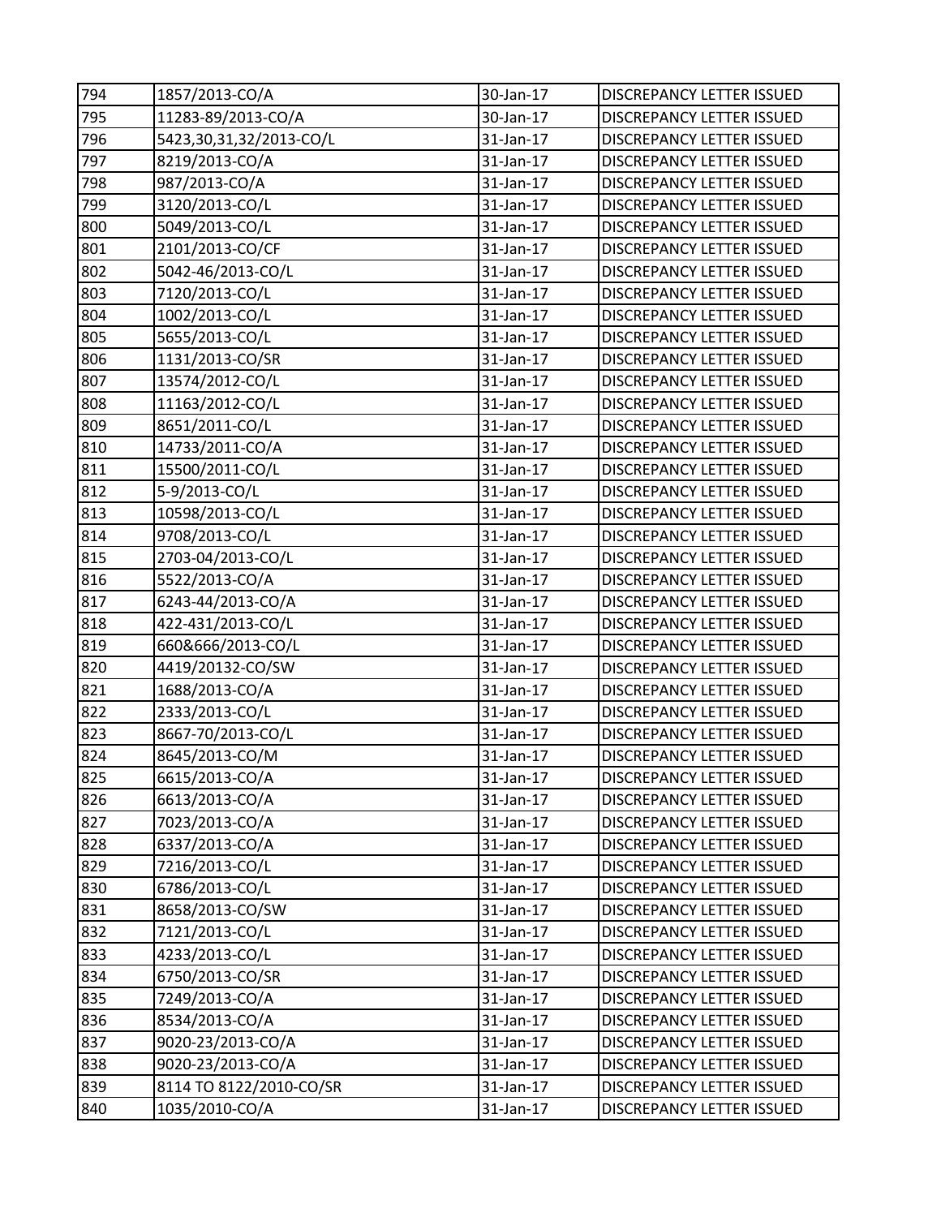| 794 | 1857/2013-CO/A | 30-Jan-17 | DISCREPANCY LETTER ISSUED |
|---|---|---|---|
| 795 | 11283-89/2013-CO/A | 30-Jan-17 | DISCREPANCY LETTER ISSUED |
| 796 | 5423,30,31,32/2013-CO/L | 31-Jan-17 | DISCREPANCY LETTER ISSUED |
| 797 | 8219/2013-CO/A | 31-Jan-17 | DISCREPANCY LETTER ISSUED |
| 798 | 987/2013-CO/A | 31-Jan-17 | DISCREPANCY LETTER ISSUED |
| 799 | 3120/2013-CO/L | 31-Jan-17 | DISCREPANCY LETTER ISSUED |
| 800 | 5049/2013-CO/L | 31-Jan-17 | DISCREPANCY LETTER ISSUED |
| 801 | 2101/2013-CO/CF | 31-Jan-17 | DISCREPANCY LETTER ISSUED |
| 802 | 5042-46/2013-CO/L | 31-Jan-17 | DISCREPANCY LETTER ISSUED |
| 803 | 7120/2013-CO/L | 31-Jan-17 | DISCREPANCY LETTER ISSUED |
| 804 | 1002/2013-CO/L | 31-Jan-17 | DISCREPANCY LETTER ISSUED |
| 805 | 5655/2013-CO/L | 31-Jan-17 | DISCREPANCY LETTER ISSUED |
| 806 | 1131/2013-CO/SR | 31-Jan-17 | DISCREPANCY LETTER ISSUED |
| 807 | 13574/2012-CO/L | 31-Jan-17 | DISCREPANCY LETTER ISSUED |
| 808 | 11163/2012-CO/L | 31-Jan-17 | DISCREPANCY LETTER ISSUED |
| 809 | 8651/2011-CO/L | 31-Jan-17 | DISCREPANCY LETTER ISSUED |
| 810 | 14733/2011-CO/A | 31-Jan-17 | DISCREPANCY LETTER ISSUED |
| 811 | 15500/2011-CO/L | 31-Jan-17 | DISCREPANCY LETTER ISSUED |
| 812 | 5-9/2013-CO/L | 31-Jan-17 | DISCREPANCY LETTER ISSUED |
| 813 | 10598/2013-CO/L | 31-Jan-17 | DISCREPANCY LETTER ISSUED |
| 814 | 9708/2013-CO/L | 31-Jan-17 | DISCREPANCY LETTER ISSUED |
| 815 | 2703-04/2013-CO/L | 31-Jan-17 | DISCREPANCY LETTER ISSUED |
| 816 | 5522/2013-CO/A | 31-Jan-17 | DISCREPANCY LETTER ISSUED |
| 817 | 6243-44/2013-CO/A | 31-Jan-17 | DISCREPANCY LETTER ISSUED |
| 818 | 422-431/2013-CO/L | 31-Jan-17 | DISCREPANCY LETTER ISSUED |
| 819 | 660&666/2013-CO/L | 31-Jan-17 | DISCREPANCY LETTER ISSUED |
| 820 | 4419/20132-CO/SW | 31-Jan-17 | DISCREPANCY LETTER ISSUED |
| 821 | 1688/2013-CO/A | 31-Jan-17 | DISCREPANCY LETTER ISSUED |
| 822 | 2333/2013-CO/L | 31-Jan-17 | DISCREPANCY LETTER ISSUED |
| 823 | 8667-70/2013-CO/L | 31-Jan-17 | DISCREPANCY LETTER ISSUED |
| 824 | 8645/2013-CO/M | 31-Jan-17 | DISCREPANCY LETTER ISSUED |
| 825 | 6615/2013-CO/A | 31-Jan-17 | DISCREPANCY LETTER ISSUED |
| 826 | 6613/2013-CO/A | 31-Jan-17 | DISCREPANCY LETTER ISSUED |
| 827 | 7023/2013-CO/A | 31-Jan-17 | DISCREPANCY LETTER ISSUED |
| 828 | 6337/2013-CO/A | 31-Jan-17 | DISCREPANCY LETTER ISSUED |
| 829 | 7216/2013-CO/L | 31-Jan-17 | DISCREPANCY LETTER ISSUED |
| 830 | 6786/2013-CO/L | 31-Jan-17 | DISCREPANCY LETTER ISSUED |
| 831 | 8658/2013-CO/SW | 31-Jan-17 | DISCREPANCY LETTER ISSUED |
| 832 | 7121/2013-CO/L | 31-Jan-17 | DISCREPANCY LETTER ISSUED |
| 833 | 4233/2013-CO/L | 31-Jan-17 | DISCREPANCY LETTER ISSUED |
| 834 | 6750/2013-CO/SR | 31-Jan-17 | DISCREPANCY LETTER ISSUED |
| 835 | 7249/2013-CO/A | 31-Jan-17 | DISCREPANCY LETTER ISSUED |
| 836 | 8534/2013-CO/A | 31-Jan-17 | DISCREPANCY LETTER ISSUED |
| 837 | 9020-23/2013-CO/A | 31-Jan-17 | DISCREPANCY LETTER ISSUED |
| 838 | 9020-23/2013-CO/A | 31-Jan-17 | DISCREPANCY LETTER ISSUED |
| 839 | 8114 TO 8122/2010-CO/SR | 31-Jan-17 | DISCREPANCY LETTER ISSUED |
| 840 | 1035/2010-CO/A | 31-Jan-17 | DISCREPANCY LETTER ISSUED |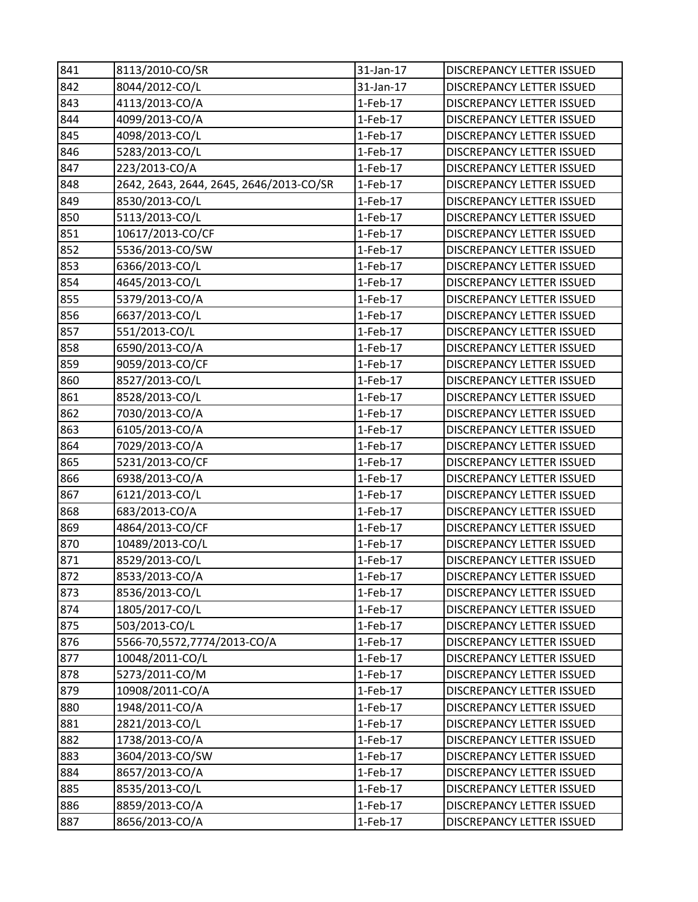| 841 | 8113/2010-CO/SR | 31-Jan-17 | DISCREPANCY LETTER ISSUED |
|---|---|---|---|
| 842 | 8044/2012-CO/L | 31-Jan-17 | DISCREPANCY LETTER ISSUED |
| 843 | 4113/2013-CO/A | 1-Feb-17 | DISCREPANCY LETTER ISSUED |
| 844 | 4099/2013-CO/A | 1-Feb-17 | DISCREPANCY LETTER ISSUED |
| 845 | 4098/2013-CO/L | 1-Feb-17 | DISCREPANCY LETTER ISSUED |
| 846 | 5283/2013-CO/L | 1-Feb-17 | DISCREPANCY LETTER ISSUED |
| 847 | 223/2013-CO/A | 1-Feb-17 | DISCREPANCY LETTER ISSUED |
| 848 | 2642, 2643, 2644, 2645, 2646/2013-CO/SR | 1-Feb-17 | DISCREPANCY LETTER ISSUED |
| 849 | 8530/2013-CO/L | 1-Feb-17 | DISCREPANCY LETTER ISSUED |
| 850 | 5113/2013-CO/L | 1-Feb-17 | DISCREPANCY LETTER ISSUED |
| 851 | 10617/2013-CO/CF | 1-Feb-17 | DISCREPANCY LETTER ISSUED |
| 852 | 5536/2013-CO/SW | 1-Feb-17 | DISCREPANCY LETTER ISSUED |
| 853 | 6366/2013-CO/L | 1-Feb-17 | DISCREPANCY LETTER ISSUED |
| 854 | 4645/2013-CO/L | 1-Feb-17 | DISCREPANCY LETTER ISSUED |
| 855 | 5379/2013-CO/A | 1-Feb-17 | DISCREPANCY LETTER ISSUED |
| 856 | 6637/2013-CO/L | 1-Feb-17 | DISCREPANCY LETTER ISSUED |
| 857 | 551/2013-CO/L | 1-Feb-17 | DISCREPANCY LETTER ISSUED |
| 858 | 6590/2013-CO/A | 1-Feb-17 | DISCREPANCY LETTER ISSUED |
| 859 | 9059/2013-CO/CF | 1-Feb-17 | DISCREPANCY LETTER ISSUED |
| 860 | 8527/2013-CO/L | 1-Feb-17 | DISCREPANCY LETTER ISSUED |
| 861 | 8528/2013-CO/L | 1-Feb-17 | DISCREPANCY LETTER ISSUED |
| 862 | 7030/2013-CO/A | 1-Feb-17 | DISCREPANCY LETTER ISSUED |
| 863 | 6105/2013-CO/A | 1-Feb-17 | DISCREPANCY LETTER ISSUED |
| 864 | 7029/2013-CO/A | 1-Feb-17 | DISCREPANCY LETTER ISSUED |
| 865 | 5231/2013-CO/CF | 1-Feb-17 | DISCREPANCY LETTER ISSUED |
| 866 | 6938/2013-CO/A | 1-Feb-17 | DISCREPANCY LETTER ISSUED |
| 867 | 6121/2013-CO/L | 1-Feb-17 | DISCREPANCY LETTER ISSUED |
| 868 | 683/2013-CO/A | 1-Feb-17 | DISCREPANCY LETTER ISSUED |
| 869 | 4864/2013-CO/CF | 1-Feb-17 | DISCREPANCY LETTER ISSUED |
| 870 | 10489/2013-CO/L | 1-Feb-17 | DISCREPANCY LETTER ISSUED |
| 871 | 8529/2013-CO/L | 1-Feb-17 | DISCREPANCY LETTER ISSUED |
| 872 | 8533/2013-CO/A | 1-Feb-17 | DISCREPANCY LETTER ISSUED |
| 873 | 8536/2013-CO/L | 1-Feb-17 | DISCREPANCY LETTER ISSUED |
| 874 | 1805/2017-CO/L | 1-Feb-17 | DISCREPANCY LETTER ISSUED |
| 875 | 503/2013-CO/L | 1-Feb-17 | DISCREPANCY LETTER ISSUED |
| 876 | 5566-70,5572,7774/2013-CO/A | 1-Feb-17 | DISCREPANCY LETTER ISSUED |
| 877 | 10048/2011-CO/L | 1-Feb-17 | DISCREPANCY LETTER ISSUED |
| 878 | 5273/2011-CO/M | 1-Feb-17 | DISCREPANCY LETTER ISSUED |
| 879 | 10908/2011-CO/A | 1-Feb-17 | DISCREPANCY LETTER ISSUED |
| 880 | 1948/2011-CO/A | 1-Feb-17 | DISCREPANCY LETTER ISSUED |
| 881 | 2821/2013-CO/L | 1-Feb-17 | DISCREPANCY LETTER ISSUED |
| 882 | 1738/2013-CO/A | 1-Feb-17 | DISCREPANCY LETTER ISSUED |
| 883 | 3604/2013-CO/SW | 1-Feb-17 | DISCREPANCY LETTER ISSUED |
| 884 | 8657/2013-CO/A | 1-Feb-17 | DISCREPANCY LETTER ISSUED |
| 885 | 8535/2013-CO/L | 1-Feb-17 | DISCREPANCY LETTER ISSUED |
| 886 | 8859/2013-CO/A | 1-Feb-17 | DISCREPANCY LETTER ISSUED |
| 887 | 8656/2013-CO/A | 1-Feb-17 | DISCREPANCY LETTER ISSUED |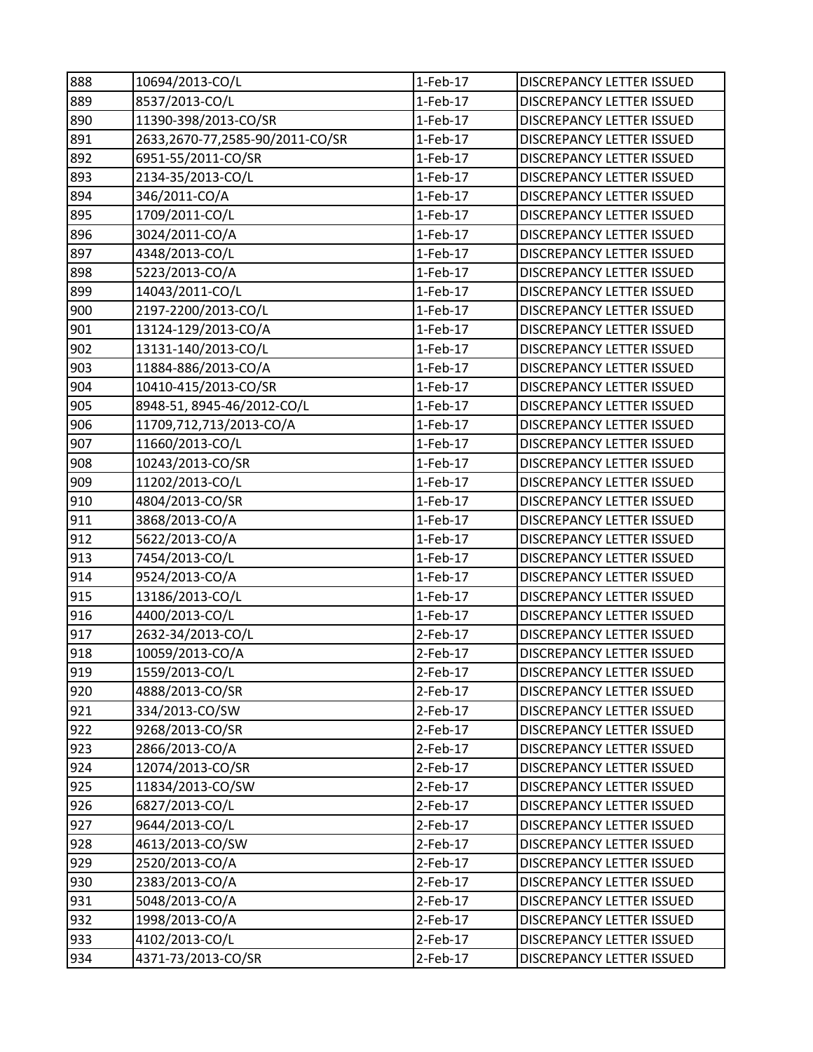| 888 | 10694/2013-CO/L | 1-Feb-17 | DISCREPANCY LETTER ISSUED |
|---|---|---|---|
| 889 | 8537/2013-CO/L | 1-Feb-17 | DISCREPANCY LETTER ISSUED |
| 890 | 11390-398/2013-CO/SR | 1-Feb-17 | DISCREPANCY LETTER ISSUED |
| 891 | 2633,2670-77,2585-90/2011-CO/SR | 1-Feb-17 | DISCREPANCY LETTER ISSUED |
| 892 | 6951-55/2011-CO/SR | 1-Feb-17 | DISCREPANCY LETTER ISSUED |
| 893 | 2134-35/2013-CO/L | 1-Feb-17 | DISCREPANCY LETTER ISSUED |
| 894 | 346/2011-CO/A | 1-Feb-17 | DISCREPANCY LETTER ISSUED |
| 895 | 1709/2011-CO/L | 1-Feb-17 | DISCREPANCY LETTER ISSUED |
| 896 | 3024/2011-CO/A | 1-Feb-17 | DISCREPANCY LETTER ISSUED |
| 897 | 4348/2013-CO/L | 1-Feb-17 | DISCREPANCY LETTER ISSUED |
| 898 | 5223/2013-CO/A | 1-Feb-17 | DISCREPANCY LETTER ISSUED |
| 899 | 14043/2011-CO/L | 1-Feb-17 | DISCREPANCY LETTER ISSUED |
| 900 | 2197-2200/2013-CO/L | 1-Feb-17 | DISCREPANCY LETTER ISSUED |
| 901 | 13124-129/2013-CO/A | 1-Feb-17 | DISCREPANCY LETTER ISSUED |
| 902 | 13131-140/2013-CO/L | 1-Feb-17 | DISCREPANCY LETTER ISSUED |
| 903 | 11884-886/2013-CO/A | 1-Feb-17 | DISCREPANCY LETTER ISSUED |
| 904 | 10410-415/2013-CO/SR | 1-Feb-17 | DISCREPANCY LETTER ISSUED |
| 905 | 8948-51, 8945-46/2012-CO/L | 1-Feb-17 | DISCREPANCY LETTER ISSUED |
| 906 | 11709,712,713/2013-CO/A | 1-Feb-17 | DISCREPANCY LETTER ISSUED |
| 907 | 11660/2013-CO/L | 1-Feb-17 | DISCREPANCY LETTER ISSUED |
| 908 | 10243/2013-CO/SR | 1-Feb-17 | DISCREPANCY LETTER ISSUED |
| 909 | 11202/2013-CO/L | 1-Feb-17 | DISCREPANCY LETTER ISSUED |
| 910 | 4804/2013-CO/SR | 1-Feb-17 | DISCREPANCY LETTER ISSUED |
| 911 | 3868/2013-CO/A | 1-Feb-17 | DISCREPANCY LETTER ISSUED |
| 912 | 5622/2013-CO/A | 1-Feb-17 | DISCREPANCY LETTER ISSUED |
| 913 | 7454/2013-CO/L | 1-Feb-17 | DISCREPANCY LETTER ISSUED |
| 914 | 9524/2013-CO/A | 1-Feb-17 | DISCREPANCY LETTER ISSUED |
| 915 | 13186/2013-CO/L | 1-Feb-17 | DISCREPANCY LETTER ISSUED |
| 916 | 4400/2013-CO/L | 1-Feb-17 | DISCREPANCY LETTER ISSUED |
| 917 | 2632-34/2013-CO/L | 2-Feb-17 | DISCREPANCY LETTER ISSUED |
| 918 | 10059/2013-CO/A | 2-Feb-17 | DISCREPANCY LETTER ISSUED |
| 919 | 1559/2013-CO/L | 2-Feb-17 | DISCREPANCY LETTER ISSUED |
| 920 | 4888/2013-CO/SR | 2-Feb-17 | DISCREPANCY LETTER ISSUED |
| 921 | 334/2013-CO/SW | 2-Feb-17 | DISCREPANCY LETTER ISSUED |
| 922 | 9268/2013-CO/SR | 2-Feb-17 | DISCREPANCY LETTER ISSUED |
| 923 | 2866/2013-CO/A | 2-Feb-17 | DISCREPANCY LETTER ISSUED |
| 924 | 12074/2013-CO/SR | 2-Feb-17 | DISCREPANCY LETTER ISSUED |
| 925 | 11834/2013-CO/SW | 2-Feb-17 | DISCREPANCY LETTER ISSUED |
| 926 | 6827/2013-CO/L | 2-Feb-17 | DISCREPANCY LETTER ISSUED |
| 927 | 9644/2013-CO/L | 2-Feb-17 | DISCREPANCY LETTER ISSUED |
| 928 | 4613/2013-CO/SW | 2-Feb-17 | DISCREPANCY LETTER ISSUED |
| 929 | 2520/2013-CO/A | 2-Feb-17 | DISCREPANCY LETTER ISSUED |
| 930 | 2383/2013-CO/A | 2-Feb-17 | DISCREPANCY LETTER ISSUED |
| 931 | 5048/2013-CO/A | 2-Feb-17 | DISCREPANCY LETTER ISSUED |
| 932 | 1998/2013-CO/A | 2-Feb-17 | DISCREPANCY LETTER ISSUED |
| 933 | 4102/2013-CO/L | 2-Feb-17 | DISCREPANCY LETTER ISSUED |
| 934 | 4371-73/2013-CO/SR | 2-Feb-17 | DISCREPANCY LETTER ISSUED |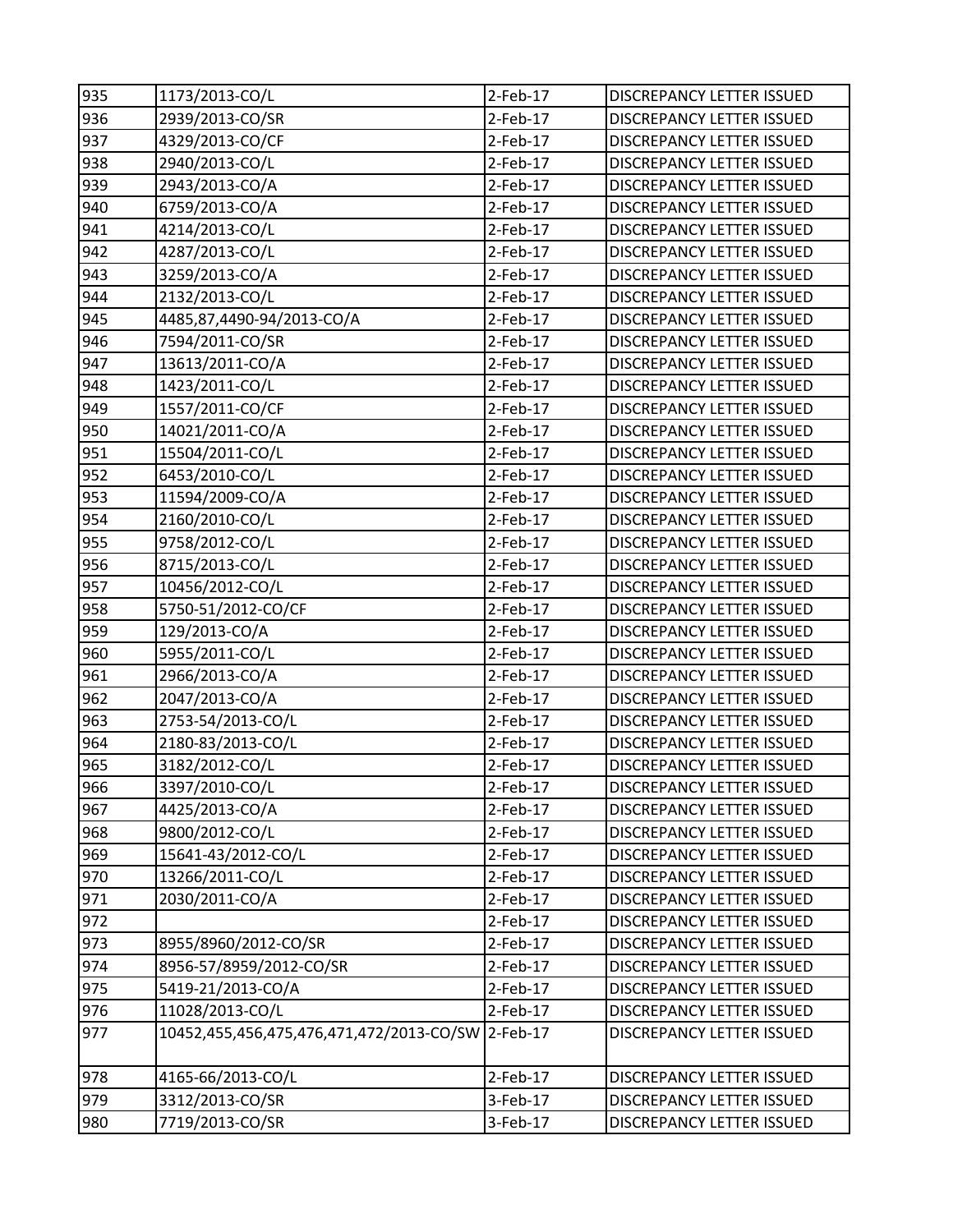| | | | |
|---|---|---|---|
| 935 | 1173/2013-CO/L | 2-Feb-17 | DISCREPANCY LETTER ISSUED |
| 936 | 2939/2013-CO/SR | 2-Feb-17 | DISCREPANCY LETTER ISSUED |
| 937 | 4329/2013-CO/CF | 2-Feb-17 | DISCREPANCY LETTER ISSUED |
| 938 | 2940/2013-CO/L | 2-Feb-17 | DISCREPANCY LETTER ISSUED |
| 939 | 2943/2013-CO/A | 2-Feb-17 | DISCREPANCY LETTER ISSUED |
| 940 | 6759/2013-CO/A | 2-Feb-17 | DISCREPANCY LETTER ISSUED |
| 941 | 4214/2013-CO/L | 2-Feb-17 | DISCREPANCY LETTER ISSUED |
| 942 | 4287/2013-CO/L | 2-Feb-17 | DISCREPANCY LETTER ISSUED |
| 943 | 3259/2013-CO/A | 2-Feb-17 | DISCREPANCY LETTER ISSUED |
| 944 | 2132/2013-CO/L | 2-Feb-17 | DISCREPANCY LETTER ISSUED |
| 945 | 4485,87,4490-94/2013-CO/A | 2-Feb-17 | DISCREPANCY LETTER ISSUED |
| 946 | 7594/2011-CO/SR | 2-Feb-17 | DISCREPANCY LETTER ISSUED |
| 947 | 13613/2011-CO/A | 2-Feb-17 | DISCREPANCY LETTER ISSUED |
| 948 | 1423/2011-CO/L | 2-Feb-17 | DISCREPANCY LETTER ISSUED |
| 949 | 1557/2011-CO/CF | 2-Feb-17 | DISCREPANCY LETTER ISSUED |
| 950 | 14021/2011-CO/A | 2-Feb-17 | DISCREPANCY LETTER ISSUED |
| 951 | 15504/2011-CO/L | 2-Feb-17 | DISCREPANCY LETTER ISSUED |
| 952 | 6453/2010-CO/L | 2-Feb-17 | DISCREPANCY LETTER ISSUED |
| 953 | 11594/2009-CO/A | 2-Feb-17 | DISCREPANCY LETTER ISSUED |
| 954 | 2160/2010-CO/L | 2-Feb-17 | DISCREPANCY LETTER ISSUED |
| 955 | 9758/2012-CO/L | 2-Feb-17 | DISCREPANCY LETTER ISSUED |
| 956 | 8715/2013-CO/L | 2-Feb-17 | DISCREPANCY LETTER ISSUED |
| 957 | 10456/2012-CO/L | 2-Feb-17 | DISCREPANCY LETTER ISSUED |
| 958 | 5750-51/2012-CO/CF | 2-Feb-17 | DISCREPANCY LETTER ISSUED |
| 959 | 129/2013-CO/A | 2-Feb-17 | DISCREPANCY LETTER ISSUED |
| 960 | 5955/2011-CO/L | 2-Feb-17 | DISCREPANCY LETTER ISSUED |
| 961 | 2966/2013-CO/A | 2-Feb-17 | DISCREPANCY LETTER ISSUED |
| 962 | 2047/2013-CO/A | 2-Feb-17 | DISCREPANCY LETTER ISSUED |
| 963 | 2753-54/2013-CO/L | 2-Feb-17 | DISCREPANCY LETTER ISSUED |
| 964 | 2180-83/2013-CO/L | 2-Feb-17 | DISCREPANCY LETTER ISSUED |
| 965 | 3182/2012-CO/L | 2-Feb-17 | DISCREPANCY LETTER ISSUED |
| 966 | 3397/2010-CO/L | 2-Feb-17 | DISCREPANCY LETTER ISSUED |
| 967 | 4425/2013-CO/A | 2-Feb-17 | DISCREPANCY LETTER ISSUED |
| 968 | 9800/2012-CO/L | 2-Feb-17 | DISCREPANCY LETTER ISSUED |
| 969 | 15641-43/2012-CO/L | 2-Feb-17 | DISCREPANCY LETTER ISSUED |
| 970 | 13266/2011-CO/L | 2-Feb-17 | DISCREPANCY LETTER ISSUED |
| 971 | 2030/2011-CO/A | 2-Feb-17 | DISCREPANCY LETTER ISSUED |
| 972 | | 2-Feb-17 | DISCREPANCY LETTER ISSUED |
| 973 | 8955/8960/2012-CO/SR | 2-Feb-17 | DISCREPANCY LETTER ISSUED |
| 974 | 8956-57/8959/2012-CO/SR | 2-Feb-17 | DISCREPANCY LETTER ISSUED |
| 975 | 5419-21/2013-CO/A | 2-Feb-17 | DISCREPANCY LETTER ISSUED |
| 976 | 11028/2013-CO/L | 2-Feb-17 | DISCREPANCY LETTER ISSUED |
| 977 | 10452,455,456,475,476,471,472/2013-CO/SW | 2-Feb-17 | DISCREPANCY LETTER ISSUED |
| 978 | 4165-66/2013-CO/L | 2-Feb-17 | DISCREPANCY LETTER ISSUED |
| 979 | 3312/2013-CO/SR | 3-Feb-17 | DISCREPANCY LETTER ISSUED |
| 980 | 7719/2013-CO/SR | 3-Feb-17 | DISCREPANCY LETTER ISSUED |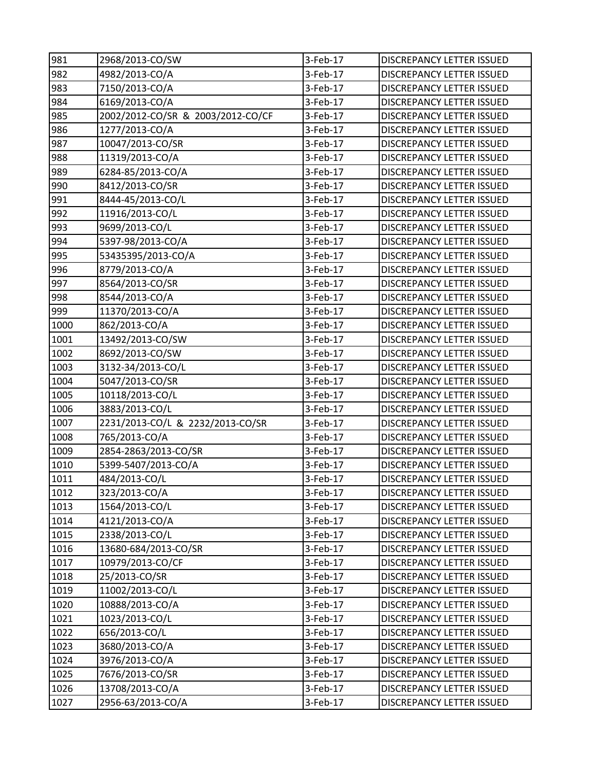| 981 | 2968/2013-CO/SW | 3-Feb-17 | DISCREPANCY LETTER ISSUED |
|---|---|---|---|
| 982 | 4982/2013-CO/A | 3-Feb-17 | DISCREPANCY LETTER ISSUED |
| 983 | 7150/2013-CO/A | 3-Feb-17 | DISCREPANCY LETTER ISSUED |
| 984 | 6169/2013-CO/A | 3-Feb-17 | DISCREPANCY LETTER ISSUED |
| 985 | 2002/2012-CO/SR & 2003/2012-CO/CF | 3-Feb-17 | DISCREPANCY LETTER ISSUED |
| 986 | 1277/2013-CO/A | 3-Feb-17 | DISCREPANCY LETTER ISSUED |
| 987 | 10047/2013-CO/SR | 3-Feb-17 | DISCREPANCY LETTER ISSUED |
| 988 | 11319/2013-CO/A | 3-Feb-17 | DISCREPANCY LETTER ISSUED |
| 989 | 6284-85/2013-CO/A | 3-Feb-17 | DISCREPANCY LETTER ISSUED |
| 990 | 8412/2013-CO/SR | 3-Feb-17 | DISCREPANCY LETTER ISSUED |
| 991 | 8444-45/2013-CO/L | 3-Feb-17 | DISCREPANCY LETTER ISSUED |
| 992 | 11916/2013-CO/L | 3-Feb-17 | DISCREPANCY LETTER ISSUED |
| 993 | 9699/2013-CO/L | 3-Feb-17 | DISCREPANCY LETTER ISSUED |
| 994 | 5397-98/2013-CO/A | 3-Feb-17 | DISCREPANCY LETTER ISSUED |
| 995 | 53435395/2013-CO/A | 3-Feb-17 | DISCREPANCY LETTER ISSUED |
| 996 | 8779/2013-CO/A | 3-Feb-17 | DISCREPANCY LETTER ISSUED |
| 997 | 8564/2013-CO/SR | 3-Feb-17 | DISCREPANCY LETTER ISSUED |
| 998 | 8544/2013-CO/A | 3-Feb-17 | DISCREPANCY LETTER ISSUED |
| 999 | 11370/2013-CO/A | 3-Feb-17 | DISCREPANCY LETTER ISSUED |
| 1000 | 862/2013-CO/A | 3-Feb-17 | DISCREPANCY LETTER ISSUED |
| 1001 | 13492/2013-CO/SW | 3-Feb-17 | DISCREPANCY LETTER ISSUED |
| 1002 | 8692/2013-CO/SW | 3-Feb-17 | DISCREPANCY LETTER ISSUED |
| 1003 | 3132-34/2013-CO/L | 3-Feb-17 | DISCREPANCY LETTER ISSUED |
| 1004 | 5047/2013-CO/SR | 3-Feb-17 | DISCREPANCY LETTER ISSUED |
| 1005 | 10118/2013-CO/L | 3-Feb-17 | DISCREPANCY LETTER ISSUED |
| 1006 | 3883/2013-CO/L | 3-Feb-17 | DISCREPANCY LETTER ISSUED |
| 1007 | 2231/2013-CO/L & 2232/2013-CO/SR | 3-Feb-17 | DISCREPANCY LETTER ISSUED |
| 1008 | 765/2013-CO/A | 3-Feb-17 | DISCREPANCY LETTER ISSUED |
| 1009 | 2854-2863/2013-CO/SR | 3-Feb-17 | DISCREPANCY LETTER ISSUED |
| 1010 | 5399-5407/2013-CO/A | 3-Feb-17 | DISCREPANCY LETTER ISSUED |
| 1011 | 484/2013-CO/L | 3-Feb-17 | DISCREPANCY LETTER ISSUED |
| 1012 | 323/2013-CO/A | 3-Feb-17 | DISCREPANCY LETTER ISSUED |
| 1013 | 1564/2013-CO/L | 3-Feb-17 | DISCREPANCY LETTER ISSUED |
| 1014 | 4121/2013-CO/A | 3-Feb-17 | DISCREPANCY LETTER ISSUED |
| 1015 | 2338/2013-CO/L | 3-Feb-17 | DISCREPANCY LETTER ISSUED |
| 1016 | 13680-684/2013-CO/SR | 3-Feb-17 | DISCREPANCY LETTER ISSUED |
| 1017 | 10979/2013-CO/CF | 3-Feb-17 | DISCREPANCY LETTER ISSUED |
| 1018 | 25/2013-CO/SR | 3-Feb-17 | DISCREPANCY LETTER ISSUED |
| 1019 | 11002/2013-CO/L | 3-Feb-17 | DISCREPANCY LETTER ISSUED |
| 1020 | 10888/2013-CO/A | 3-Feb-17 | DISCREPANCY LETTER ISSUED |
| 1021 | 1023/2013-CO/L | 3-Feb-17 | DISCREPANCY LETTER ISSUED |
| 1022 | 656/2013-CO/L | 3-Feb-17 | DISCREPANCY LETTER ISSUED |
| 1023 | 3680/2013-CO/A | 3-Feb-17 | DISCREPANCY LETTER ISSUED |
| 1024 | 3976/2013-CO/A | 3-Feb-17 | DISCREPANCY LETTER ISSUED |
| 1025 | 7676/2013-CO/SR | 3-Feb-17 | DISCREPANCY LETTER ISSUED |
| 1026 | 13708/2013-CO/A | 3-Feb-17 | DISCREPANCY LETTER ISSUED |
| 1027 | 2956-63/2013-CO/A | 3-Feb-17 | DISCREPANCY LETTER ISSUED |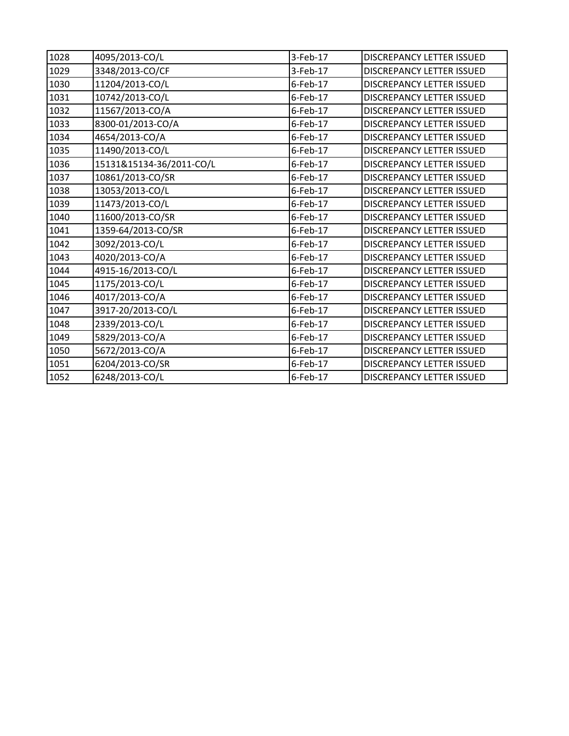| | | | |
|---|---|---|---|
| 1028 | 4095/2013-CO/L | 3-Feb-17 | DISCREPANCY LETTER ISSUED |
| 1029 | 3348/2013-CO/CF | 3-Feb-17 | DISCREPANCY LETTER ISSUED |
| 1030 | 11204/2013-CO/L | 6-Feb-17 | DISCREPANCY LETTER ISSUED |
| 1031 | 10742/2013-CO/L | 6-Feb-17 | DISCREPANCY LETTER ISSUED |
| 1032 | 11567/2013-CO/A | 6-Feb-17 | DISCREPANCY LETTER ISSUED |
| 1033 | 8300-01/2013-CO/A | 6-Feb-17 | DISCREPANCY LETTER ISSUED |
| 1034 | 4654/2013-CO/A | 6-Feb-17 | DISCREPANCY LETTER ISSUED |
| 1035 | 11490/2013-CO/L | 6-Feb-17 | DISCREPANCY LETTER ISSUED |
| 1036 | 15131&15134-36/2011-CO/L | 6-Feb-17 | DISCREPANCY LETTER ISSUED |
| 1037 | 10861/2013-CO/SR | 6-Feb-17 | DISCREPANCY LETTER ISSUED |
| 1038 | 13053/2013-CO/L | 6-Feb-17 | DISCREPANCY LETTER ISSUED |
| 1039 | 11473/2013-CO/L | 6-Feb-17 | DISCREPANCY LETTER ISSUED |
| 1040 | 11600/2013-CO/SR | 6-Feb-17 | DISCREPANCY LETTER ISSUED |
| 1041 | 1359-64/2013-CO/SR | 6-Feb-17 | DISCREPANCY LETTER ISSUED |
| 1042 | 3092/2013-CO/L | 6-Feb-17 | DISCREPANCY LETTER ISSUED |
| 1043 | 4020/2013-CO/A | 6-Feb-17 | DISCREPANCY LETTER ISSUED |
| 1044 | 4915-16/2013-CO/L | 6-Feb-17 | DISCREPANCY LETTER ISSUED |
| 1045 | 1175/2013-CO/L | 6-Feb-17 | DISCREPANCY LETTER ISSUED |
| 1046 | 4017/2013-CO/A | 6-Feb-17 | DISCREPANCY LETTER ISSUED |
| 1047 | 3917-20/2013-CO/L | 6-Feb-17 | DISCREPANCY LETTER ISSUED |
| 1048 | 2339/2013-CO/L | 6-Feb-17 | DISCREPANCY LETTER ISSUED |
| 1049 | 5829/2013-CO/A | 6-Feb-17 | DISCREPANCY LETTER ISSUED |
| 1050 | 5672/2013-CO/A | 6-Feb-17 | DISCREPANCY LETTER ISSUED |
| 1051 | 6204/2013-CO/SR | 6-Feb-17 | DISCREPANCY LETTER ISSUED |
| 1052 | 6248/2013-CO/L | 6-Feb-17 | DISCREPANCY LETTER ISSUED |